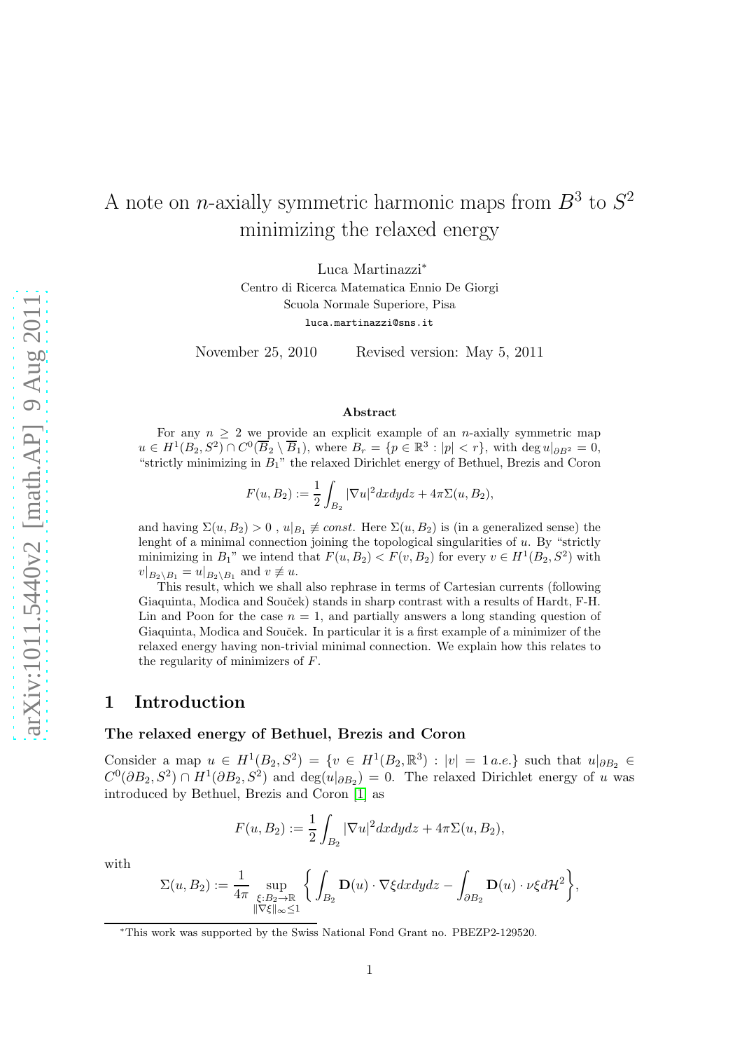# A note on $n$-axially symmetric harmonic maps from $B^3$ to $S^2$ minimizing the relaxed energy

Luca Martinazzi*

Centro di Ricerca Matematica Ennio De Giorgi
Scuola Normale Superiore, Pisa
luca.martinazzi@sns.it

November 25, 2010 Revised version: May 5, 2011

### Abstract

For any $n \geq 2$ we provide an explicit example of an $n$-axially symmetric map $u \in H^1(B_2, S^2) \cap C^0(\overline{B}_2 \setminus \overline{B}_1)$, where $B_r = \{p \in \mathbb{R}^3 : |p| < r\}$, with $\deg u|_{\partial B^2} = 0$, "strictly minimizing in $B_1$" the relaxed Dirichlet energy of Bethuel, Brezis and Coron

$$F(u, B_2) := \frac{1}{2} \int_{B_2} |\nabla u|^2 dxdydz + 4\pi \Sigma(u, B_2),$$

and having $\Sigma(u, B_2) > 0$ , $u|_{B_1} \not\equiv const$. Here $\Sigma(u, B_2)$ is (in a generalized sense) the lenght of a minimal connection joining the topological singularities of $u$. By "strictly minimizing in $B_1$" we intend that $F(u, B_2) < F(v, B_2)$ for every $v \in H^1(B_2, S^2)$ with $v|_{B_2 \setminus B_1} = u|_{B_2 \setminus B_1}$ and $v \not\equiv u$.

This result, which we shall also rephrase in terms of Cartesian currents (following Giaquinta, Modica and Souček) stands in sharp contrast with a results of Hardt, F-H. Lin and Poon for the case $n = 1$, and partially answers a long standing question of Giaquinta, Modica and Souček. In particular it is a first example of a minimizer of the relaxed energy having non-trivial minimal connection. We explain how this relates to the regularity of minimizers of $F$.

## 1 Introduction

### The relaxed energy of Bethuel, Brezis and Coron

Consider a map $u \in H^1(B_2, S^2) = \{v \in H^1(B_2, \mathbb{R}^3) : |v| = 1\, a.e.\}$ such that $u|_{\partial B_2} \in C^0(\partial B_2, S^2) \cap H^1(\partial B_2, S^2)$ and $\deg(u|_{\partial B_2}) = 0$. The relaxed energy of $u$ was introduced by Bethuel, Brezis and Coron [1] as

$$F(u, B_2) := \frac{1}{2} \int_{B_2} |\nabla u|^2 dxdydz + 4\pi \Sigma(u, B_2),$$

with

$$\Sigma(u, B_2) := \frac{1}{4\pi} \sup_{\substack{\xi : B_2 \to \mathbb{R} \\ \|\nabla \xi\|_\infty \leq 1}} \bigg\{ \int_{B_2} \mathbf{D}(u) \cdot \nabla \xi dxdydz - \int_{\partial B_2} \mathbf{D}(u) \cdot \nu \xi d\mathcal{H}^2 \bigg\},$$

*This work was supported by the Swiss National Fond Grant no. PBEZP2-129520.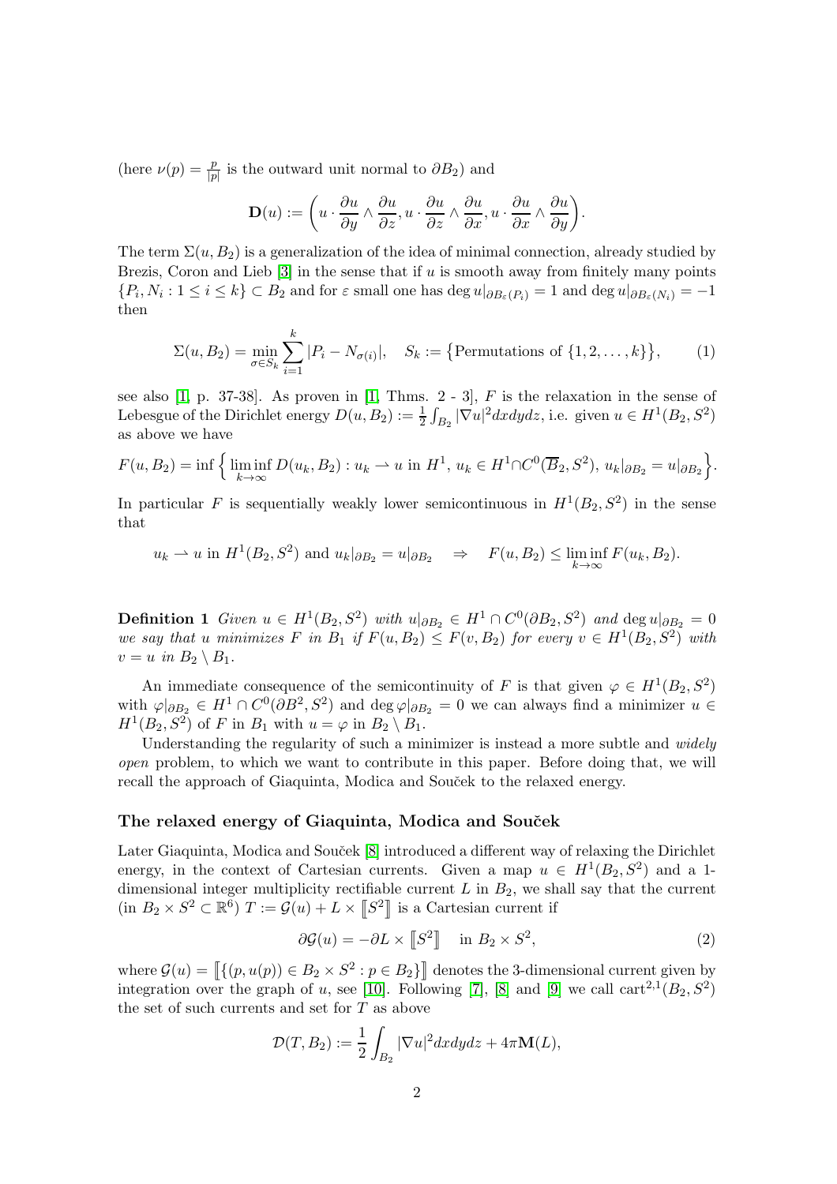(here $\nu(p) = \frac{p}{|p|}$ is the outward unit normal to $\partial B_2$) and

$$\mathbf{D}(u) := \left( u \cdot \frac{\partial u}{\partial y} \wedge \frac{\partial u}{\partial z}, u \cdot \frac{\partial u}{\partial z} \wedge \frac{\partial u}{\partial x}, u \cdot \frac{\partial u}{\partial x} \wedge \frac{\partial u}{\partial y} \right).$$

The term $\Sigma(u, B_2)$ is a generalization of the idea of minimal connection, already studied by Brezis, Coron and Lieb [3] in the sense that if $u$ is smooth away from finitely many points $\{P_i, N_i : 1 \leq i \leq k\} \subset B_2$ and for $\varepsilon$ small one has $\deg u|_{\partial B_\varepsilon(P_i)} = 1$ and $\deg u|_{\partial B_\varepsilon(N_i)} = -1$ then

$$\Sigma(u, B_2) = \min_{\sigma \in S_k} \sum_{i=1}^{k} |P_i - N_{\sigma(i)}|, \quad S_k := \big\{\text{Permutations of } \{1, 2, \ldots, k\}\big\}, \tag{1}$$

see also [1, p. 37-38]. As proven in [1, Thms. 2 - 3], $F$ is the relaxation in the sense of Lebesgue of the Dirichlet energy $D(u, B_2) := \frac{1}{2} \int_{B_2} |\nabla u|^2 dxdydz$, i.e. given $u \in H^1(B_2, S^2)$ as above we have

$$F(u, B_2) = \inf \Big\{ \liminf_{k \to \infty} D(u_k, B_2) : u_k \rightharpoonup u \text{ in } H^1,\, u_k \in H^1 \cap C^0(\overline{B}_2, S^2),\, u_k|_{\partial B_2} = u|_{\partial B_2} \Big\}.$$

In particular $F$ is sequentially weakly lower semicontinuous in $H^1(B_2, S^2)$ in the sense that

$$u_k \rightharpoonup u \text{ in } H^1(B_2, S^2) \text{ and } u_k|_{\partial B_2} = u|_{\partial B_2} \quad \Rightarrow \quad F(u, B_2) \leq \liminf_{k \to \infty} F(u_k, B_2).$$

**Definition 1** *Given $u \in H^1(B_2, S^2)$ with $u|_{\partial B_2} \in H^1 \cap C^0(\partial B_2, S^2)$ and $\deg u|_{\partial B_2} = 0$ we say that $u$ minimizes $F$ in $B_1$ if $F(u, B_2) \leq F(v, B_2)$ for every $v \in H^1(B_2, S^2)$ with $v = u$ in $B_2 \setminus B_1$.*

An immediate consequence of the semicontinuity of $F$ is that given $\varphi \in H^1(B_2, S^2)$ with $\varphi|_{\partial B_2} \in H^1 \cap C^0(\partial B^2, S^2)$ and $\deg \varphi|_{\partial B_2} = 0$ we can always find a minimizer $u \in H^1(B_2, S^2)$ of $F$ in $B_1$ with $u = \varphi$ in $B_2 \setminus B_1$.

Understanding the regularity of such a minimizer is instead a more subtle and *widely open* problem, to which we want to contribute in this paper. Before doing that, we will recall the approach of Giaquinta, Modica and Souček to the relaxed energy.

### The relaxed energy of Giaquinta, Modica and Souček

Later Giaquinta, Modica and Souček [8] introduced a different way of relaxing the Dirichlet energy, in the context of Cartesian currents. Given a map $u \in H^1(B_2, S^2)$ and a 1-dimensional integer multiplicity rectifiable current $L$ in $B_2$, we shall say that the current (in $B_2 \times S^2 \subset \mathbb{R}^6$) $T := \mathcal{G}(u) + L \times [\![S^2]\!]$ is a Cartesian current if

$$\partial \mathcal{G}(u) = -\partial L \times [\![S^2]\!] \quad \text{in } B_2 \times S^2, \tag{2}$$

where $\mathcal{G}(u) = [\![\{(p, u(p)) \in B_2 \times S^2 : p \in B_2\}]\!]$ denotes the 3-dimensional current given by integration over the graph of $u$, see [10]. Following [7], [8] and [9] we call $\text{cart}^{2,1}(B_2, S^2)$ the set of such currents and set for $T$ as above

$$\mathcal{D}(T, B_2) := \frac{1}{2} \int_{B_2} |\nabla u|^2 dxdydz + 4\pi \mathbf{M}(L),$$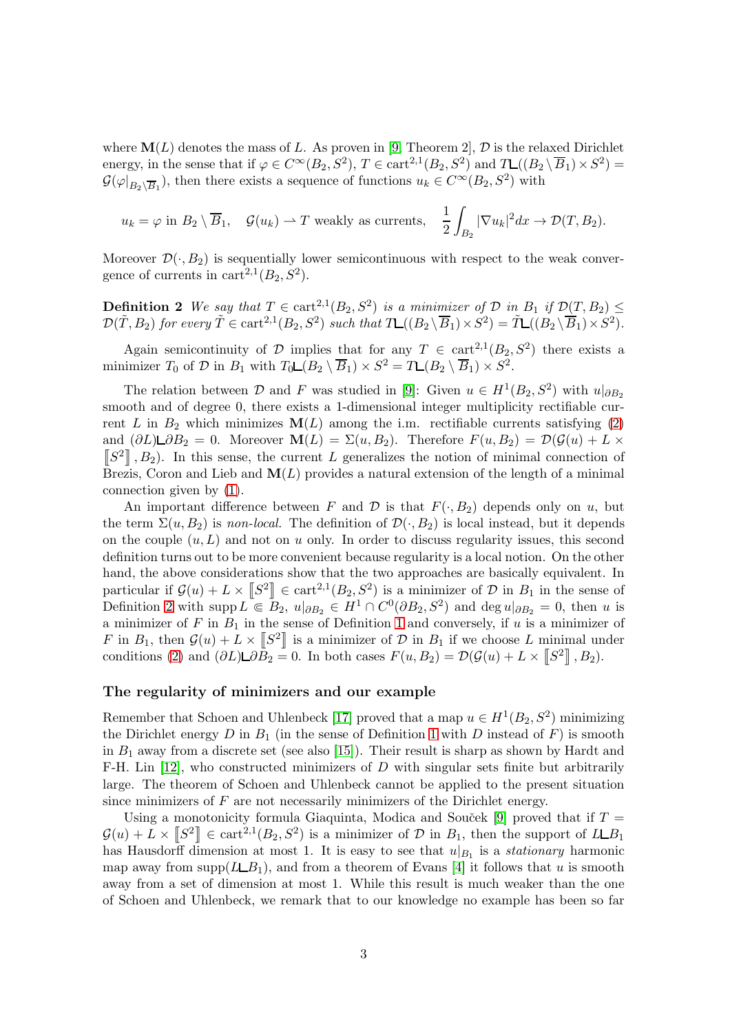where $\mathbf{M}(L)$ denotes the mass of $L$. As proven in [9, Theorem 2], $\mathcal{D}$ is the relaxed Dirichlet energy, in the sense that if $\varphi \in C^\infty(B_2, S^2)$, $T \in \mathrm{cart}^{2,1}(B_2, S^2)$ and $T \llcorner ((B_2 \setminus \overline{B}_1) \times S^2) = \mathcal{G}(\varphi|_{B_2 \setminus \overline{B}_1})$, then there exists a sequence of functions $u_k \in C^\infty(B_2, S^2)$ with

$$u_k = \varphi \text{ in } B_2 \setminus \overline{B}_1, \quad \mathcal{G}(u_k) \rightharpoonup T \text{ weakly as currents}, \quad \frac{1}{2}\int_{B_2} |\nabla u_k|^2 dx \to \mathcal{D}(T, B_2).$$

Moreover $\mathcal{D}(\cdot, B_2)$ is sequentially lower semicontinuous with respect to the weak convergence of currents in $\mathrm{cart}^{2,1}(B_2, S^2)$.

**Definition 2** *We say that $T \in \mathrm{cart}^{2,1}(B_2, S^2)$ is a minimizer of $\mathcal{D}$ in $B_1$ if $\mathcal{D}(T, B_2) \leq \mathcal{D}(\tilde{T}, B_2)$ for every $\tilde{T} \in \mathrm{cart}^{2,1}(B_2, S^2)$ such that $T \llcorner ((B_2 \setminus \overline{B}_1) \times S^2) = \tilde{T} \llcorner ((B_2 \setminus \overline{B}_1) \times S^2)$.*

Again semicontinuity of $\mathcal{D}$ implies that for any $T \in \mathrm{cart}^{2,1}(B_2, S^2)$ there exists a minimizer $T_0$ of $\mathcal{D}$ in $B_1$ with $T_0 \llcorner (B_2 \setminus \overline{B}_1) \times S^2 = T \llcorner (B_2 \setminus \overline{B}_1) \times S^2$.

The relation between $\mathcal{D}$ and $F$ was studied in [9]: Given $u \in H^1(B_2, S^2)$ with $u|_{\partial B_2}$ smooth and of degree 0, there exists a 1-dimensional integer multiplicity rectifiable current $L$ in $B_2$ which minimizes $\mathbf{M}(L)$ among the i.m. rectifiable currents satisfying (2) and $(\partial L) \llcorner \partial B_2 = 0$. Moreover $\mathbf{M}(L) = \Sigma(u, B_2)$. Therefore $F(u, B_2) = \mathcal{D}(\mathcal{G}(u) + L \times [\![S^2]\!], B_2)$. In this sense, the current $L$ generalizes the notion of minimal connection of Brezis, Coron and Lieb and $\mathbf{M}(L)$ provides a natural extension of the length of a minimal connection given by (1).

An important difference between $F$ and $\mathcal{D}$ is that $F(\cdot, B_2)$ depends only on $u$, but the term $\Sigma(u, B_2)$ is *non-local.* The definition of $\mathcal{D}(\cdot, B_2)$ is local instead, but it depends on the couple $(u, L)$ and not on $u$ only. In order to discuss regularity issues, this second definition turns out to be more convenient because regularity is a local notion. On the other hand, the above considerations show that the two approaches are basically equivalent. In particular if $\mathcal{G}(u) + L \times [\![S^2]\!] \in \mathrm{cart}^{2,1}(B_2, S^2)$ is a minimizer of $\mathcal{D}$ in $B_1$ in the sense of Definition 2 with $\mathrm{supp}\, L \Subset B_2$, $u|_{\partial B_2} \in H^1 \cap C^0(\partial B_2, S^2)$ and $\deg u|_{\partial B_2} = 0$, then $u$ is a minimizer of $F$ in $B_1$ in the sense of Definition 1 and conversely, if $u$ is a minimizer of $F$ in $B_1$, then $\mathcal{G}(u) + L \times [\![S^2]\!]$ is a minimizer of $\mathcal{D}$ in $B_1$ if we choose $L$ minimal under conditions (2) and $(\partial L) \llcorner \partial B_2 = 0$. In both cases $F(u, B_2) = \mathcal{D}(\mathcal{G}(u) + L \times [\![S^2]\!], B_2)$.

### The regularity of minimizers and our example

Remember that Schoen and Uhlenbeck [17] proved that a map $u \in H^1(B_2, S^2)$ minimizing the Dirichlet energy $D$ in $B_1$ (in the sense of Definition 1 with $D$ instead of $F$) is smooth in $B_1$ away from a discrete set (see also [15]). Their result is sharp as shown by Hardt and F-H. Lin [12], who constructed minimizers of $D$ with singular sets finite but arbitrarily large. The theorem of Schoen and Uhlenbeck cannot be applied to the present situation since minimizers of $F$ are not necessarily minimizers of the Dirichlet energy.

Using a monotonicity formula Giaquinta, Modica and Souček [9] proved that if $T = \mathcal{G}(u) + L \times [\![S^2]\!] \in \mathrm{cart}^{2,1}(B_2, S^2)$ is a minimizer of $\mathcal{D}$ in $B_1$, then the support of $L \llcorner B_1$ has Hausdorff dimension at most 1. It is easy to see that $u|_{B_1}$ is a *stationary* harmonic map away from $\mathrm{supp}(L \llcorner B_1)$, and from a theorem of Evans [4] it follows that $u$ is smooth away from a set of dimension at most 1. While this result is much weaker than the one of Schoen and Uhlenbeck, we remark that to our knowledge no example has been so far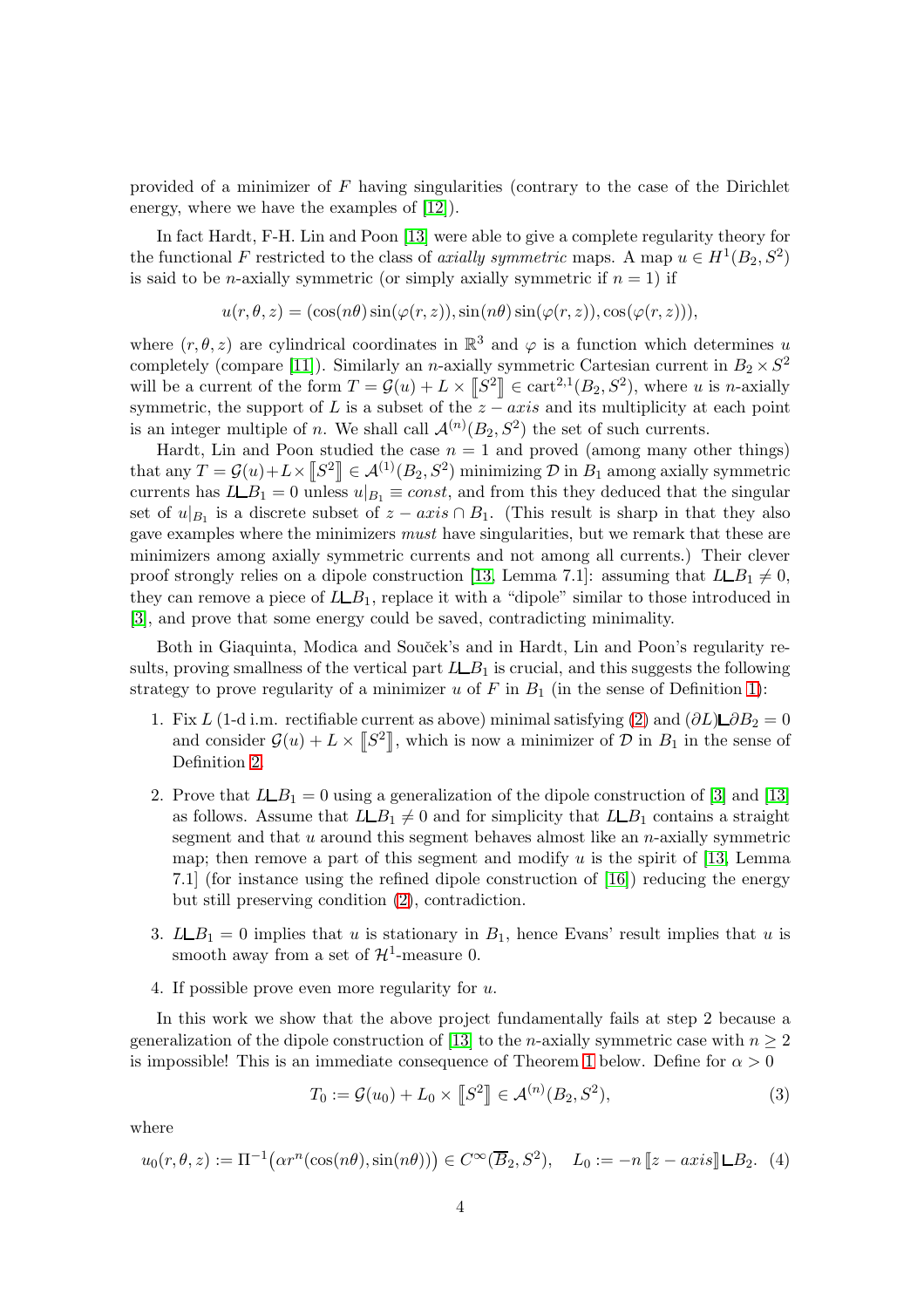provided of a minimizer of $F$ having singularities (contrary to the case of the Dirichlet energy, where we have the examples of [12]).

In fact Hardt, F-H. Lin and Poon [13] were able to give a complete regularity theory for the functional $F$ restricted to the class of *axially symmetric* maps. A map $u \in H^1(B_2, S^2)$ is said to be $n$-axially symmetric (or simply axially symmetric if $n = 1$) if

$$u(r, \theta, z) = (\cos(n\theta)\sin(\varphi(r, z)), \sin(n\theta)\sin(\varphi(r, z)), \cos(\varphi(r, z))),$$

where $(r, \theta, z)$ are cylindrical coordinates in $\mathbb{R}^3$ and $\varphi$ is a function which determines $u$ completely (compare [11]). Similarly an $n$-axially symmetric Cartesian current in $B_2 \times S^2$ will be a current of the form $T = \mathcal{G}(u) + L \times [\![S^2]\!] \in \mathrm{cart}^{2,1}(B_2, S^2)$, where $u$ is $n$-axially symmetric, the support of $L$ is a subset of the $z - axis$ and its multiplicity at each point is an integer multiple of $n$. We shall call $\mathcal{A}^{(n)}(B_2, S^2)$ the set of such currents.

Hardt, Lin and Poon studied the case $n = 1$ and proved (among many other things) that any $T = \mathcal{G}(u) + L \times [\![S^2]\!] \in \mathcal{A}^{(1)}(B_2, S^2)$ minimizing $\mathcal{D}$ in $B_1$ among axially symmetric currents has $L \llcorner B_1 = 0$ unless $u|_{B_1} \equiv const$, and from this they deduced that the singular set of $u|_{B_1}$ is a discrete subset of $z - axis \cap B_1$. (This result is sharp in that they also gave examples where the minimizers *must* have singularities, but we remark that these are minimizers among axially symmetric currents and not among all currents.) Their clever proof strongly relies on a dipole construction [13, Lemma 7.1]: assuming that $L \llcorner B_1 \neq 0$, they can remove a piece of $L \llcorner B_1$, replace it with a "dipole" similar to those introduced in [3], and prove that some energy could be saved, contradicting minimality.

Both in Giaquinta, Modica and Souček's and in Hardt, Lin and Poon's regularity results, proving smallness of the vertical part $L \llcorner B_1$ is crucial, and this suggests the following strategy to prove regularity of a minimizer $u$ of $F$ in $B_1$ (in the sense of Definition 1):

1. Fix $L$ (1-d i.m. rectifiable current as above) minimal satisfying (2) and $(\partial L) \llcorner \partial B_2 = 0$ and consider $\mathcal{G}(u) + L \times [\![S^2]\!]$, which is now a minimizer of $\mathcal{D}$ in $B_1$ in the sense of Definition 2.
2. Prove that $L \llcorner B_1 = 0$ using a generalization of the dipole construction of [3] and [13] as follows. Assume that $L \llcorner B_1 \neq 0$ and for simplicity that $L \llcorner B_1$ contains a straight segment and that $u$ around this segment behaves almost like an $n$-axially symmetric map; then remove a part of this segment and modify $u$ is the spirit of [13, Lemma 7.1] (for instance using the refined dipole construction of [16]) reducing the energy but still preserving condition (2), contradiction.
3. $L \llcorner B_1 = 0$ implies that $u$ is stationary in $B_1$, hence Evans' result implies that $u$ is smooth away from a set of $\mathcal{H}^1$-measure 0.
4. If possible prove even more regularity for $u$.

In this work we show that the above project fundamentally fails at step 2 because a generalization of the dipole construction of [13] to the $n$-axially symmetric case with $n \geq 2$ is impossible! This is an immediate consequence of Theorem 1 below. Define for $\alpha > 0$

$$T_0 := \mathcal{G}(u_0) + L_0 \times [\![S^2]\!] \in \mathcal{A}^{(n)}(B_2, S^2), \tag{3}$$

where

$$u_0(r, \theta, z) := \Pi^{-1}\big(\alpha r^n(\cos(n\theta), \sin(n\theta))\big) \in C^\infty(\overline{B}_2, S^2), \quad L_0 := -n\,[\![z - axis]\!] \llcorner B_2. \tag{4}$$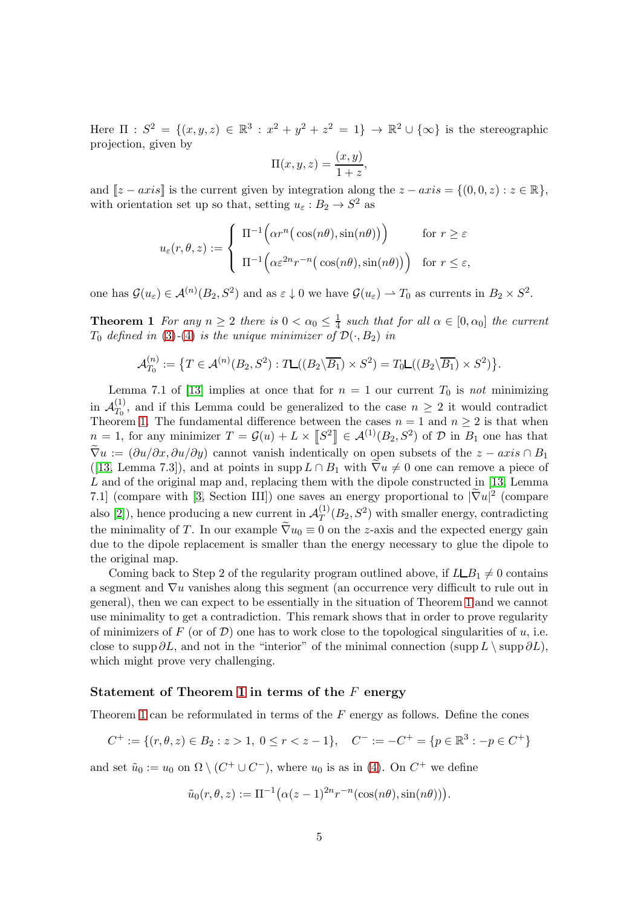Here $\Pi : S^2 = \{(x,y,z) \in \mathbb{R}^3 : x^2+y^2+z^2 = 1\} \to \mathbb{R}^2 \cup \{\infty\}$ is the stereographic projection, given by

$$\Pi(x,y,z) = \frac{(x,y)}{1+z},$$

and $[\![z-axis]\!]$ is the current given by integration along the $z-axis = \{(0,0,z) : z \in \mathbb{R}\}$, with orientation set up so that, setting $u_\varepsilon : B_2 \to S^2$ as

$$u_\varepsilon(r,\theta,z) := \begin{cases} \Pi^{-1}\Big(\alpha r^n\big(\cos(n\theta),\sin(n\theta)\big)\Big) & \text{for } r \geq \varepsilon \\ \Pi^{-1}\Big(\alpha\varepsilon^{2n} r^{-n}\big(\cos(n\theta),\sin(n\theta)\big)\Big) & \text{for } r \leq \varepsilon, \end{cases}$$

one has $\mathcal{G}(u_\varepsilon) \in \mathcal{A}^{(n)}(B_2,S^2)$ and as $\varepsilon \downarrow 0$ we have $\mathcal{G}(u_\varepsilon) \rightharpoonup T_0$ as currents in $B_2 \times S^2$.

**Theorem 1** *For any $n \geq 2$ there is $0 < \alpha_0 \leq \frac{1}{4}$ such that for all $\alpha \in [0,\alpha_0]$ the current $T_0$ defined in (3)-(4) is the unique minimizer of $\mathcal{D}(\cdot,B_2)$ in*

$$\mathcal{A}^{(n)}_{T_0} := \big\{T \in \mathcal{A}^{(n)}(B_2,S^2) : T\llcorner((B_2\backslash\overline{B_1}) \times S^2) = T_0\llcorner((B_2\backslash\overline{B_1}) \times S^2)\big\}.$$

Lemma 7.1 of [13] implies at once that for $n = 1$ our current $T_0$ is *not* minimizing in $\mathcal{A}^{(1)}_{T_0}$, and if this Lemma could be generalized to the case $n \geq 2$ it would contradict Theorem 1. The fundamental difference between the cases $n = 1$ and $n \geq 2$ is that when $n = 1$, for any minimizer $T = \mathcal{G}(u) + L \times [\![S^2]\!] \in \mathcal{A}^{(1)}(B_2,S^2)$ of $\mathcal{D}$ in $B_1$ one has that $\widetilde{\nabla} u := (\partial u/\partial x, \partial u/\partial y)$ cannot vanish indentically on open subsets of the $z-axis \cap B_1$ ([13, Lemma 7.3]), and at points in $\operatorname{supp} L \cap B_1$ with $\widetilde{\nabla} u \neq 0$ one can remove a piece of $L$ and of the original map and, replacing them with the dipole constructed in [13, Lemma 7.1] (compare with [3, Section III]) one saves an energy proportional to $|\widetilde{\nabla} u|^2$ (compare also [2]), hence producing a new current in $\mathcal{A}^{(1)}_T(B_2,S^2)$ with smaller energy, contradicting the minimality of $T$. In our example $\widetilde{\nabla} u_0 \equiv 0$ on the $z$-axis and the expected energy gain due to the dipole replacement is smaller than the energy necessary to glue the dipole to the original map.

Coming back to Step 2 of the regularity program outlined above, if $L\llcorner B_1 \neq 0$ contains a segment and $\nabla u$ vanishes along this segment (an occurrence very difficult to rule out in general), then we can expect to be essentially in the situation of Theorem 1 and we cannot use minimality to get a contradiction. This remark shows that in order to prove regularity of minimizers of $F$ (or of $\mathcal{D}$) one has to work close to the topological singularities of $u$, i.e. close to $\operatorname{supp} \partial L$, and not in the "interior" of the minimal connection ($\operatorname{supp} L \setminus \operatorname{supp} \partial L$), which might prove very challenging.

### Statement of Theorem 1 in terms of the $F$ energy

Theorem 1 can be reformulated in terms of the $F$ energy as follows. Define the cones

$$C^+ := \{(r,\theta,z) \in B_2 : z > 1,\ 0 \leq r < z-1\}, \quad C^- := -C^+ = \{p \in \mathbb{R}^3 : -p \in C^+\}$$

and set $\tilde{u}_0 := u_0$ on $\Omega \setminus (C^+ \cup C^-)$, where $u_0$ is as in (4). On $C^+$ we define

$$\tilde{u}_0(r,\theta,z) := \Pi^{-1}\big(\alpha(z-1)^{2n} r^{-n}(\cos(n\theta),\sin(n\theta))\big).$$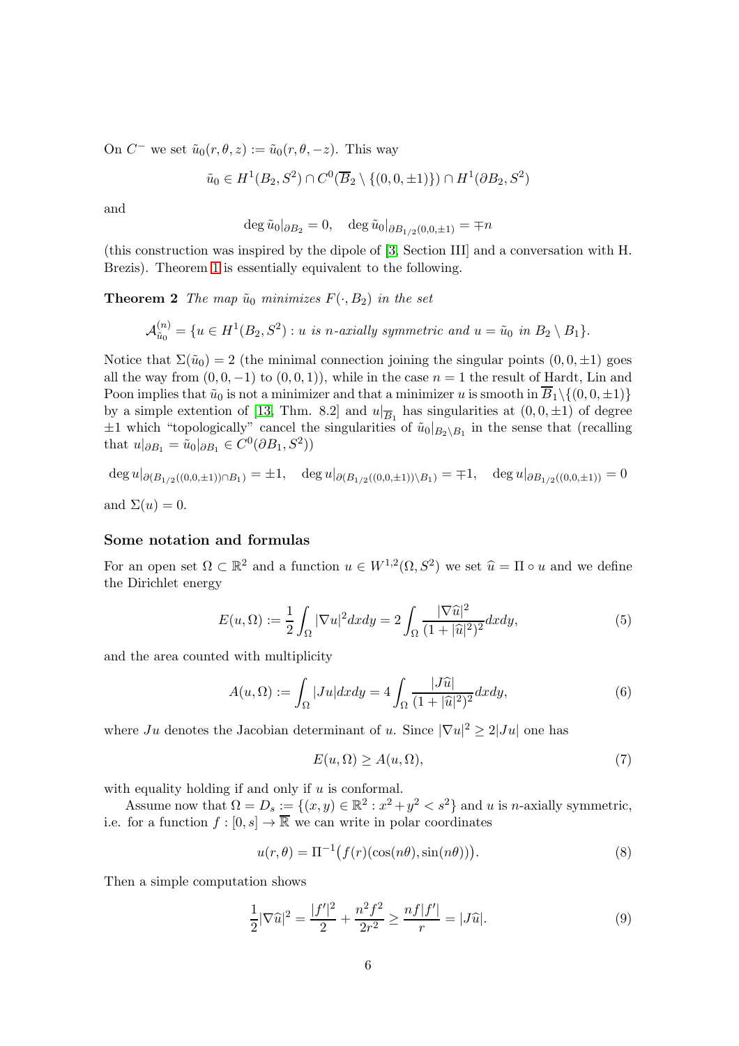On $C^-$ we set $\tilde{u}_0(r,\theta,z) := \tilde{u}_0(r,\theta,-z)$. This way

$$\tilde{u}_0 \in H^1(B_2,S^2) \cap C^0(\overline{B}_2 \setminus \{(0,0,\pm 1)\}) \cap H^1(\partial B_2, S^2)$$

and

$$\deg \tilde{u}_0|_{\partial B_2} = 0, \quad \deg \tilde{u}_0|_{\partial B_{1/2}(0,0,\pm 1)} = \mp n$$

(this construction was inspired by the dipole of [3, Section III] and a conversation with H. Brezis). Theorem 1 is essentially equivalent to the following.

**Theorem 2** *The map $\tilde{u}_0$ minimizes $F(\cdot, B_2)$ in the set*

$$\mathcal{A}^{(n)}_{\tilde{u}_0} = \{u \in H^1(B_2, S^2) : u \text{ is } n\text{-axially symmetric and } u = \tilde{u}_0 \text{ in } B_2 \setminus B_1\}.$$

Notice that $\Sigma(\tilde{u}_0) = 2$ (the minimal connection joining the singular points $(0,0,\pm 1)$ goes all the way from $(0,0,-1)$ to $(0,0,1)$), while in the case $n=1$ the result of Hardt, Lin and Poon implies that $\tilde{u}_0$ is not a minimizer and that a minimizer $u$ is smooth in $\overline{B}_1 \setminus \{(0,0,\pm 1)\}$ by a simple extention of [13, Thm. 8.2] and $u|_{\overline{B}_1}$ has singularities at $(0,0,\pm 1)$ of degree $\pm 1$ which "topologically" cancel the singularities of $\tilde{u}_0|_{B_2 \setminus B_1}$ in the sense that (recalling that $u|_{\partial B_1} = \tilde{u}_0|_{\partial B_1} \in C^0(\partial B_1, S^2)$)

$$\deg u|_{\partial(B_{1/2}((0,0,\pm 1)) \cap B_1)} = \pm 1, \quad \deg u|_{\partial(B_{1/2}((0,0,\pm 1)) \setminus B_1)} = \mp 1, \quad \deg u|_{\partial B_{1/2}((0,0,\pm 1))} = 0$$

and $\Sigma(u) = 0$.

### Some notation and formulas

For an open set $\Omega \subset \mathbb{R}^2$ and a function $u \in W^{1,2}(\Omega, S^2)$ we set $\widehat{u} = \Pi \circ u$ and we define the Dirichlet energy

$$E(u,\Omega) := \frac{1}{2}\int_\Omega |\nabla u|^2 dxdy = 2\int_\Omega \frac{|\nabla \widehat{u}|^2}{(1+|\widehat{u}|^2)^2} dxdy, \tag{5}$$

and the area counted with multiplicity

$$A(u,\Omega) := \int_\Omega |Ju| dxdy = 4\int_\Omega \frac{|J\widehat{u}|}{(1+|\widehat{u}|^2)^2} dxdy, \tag{6}$$

where $Ju$ denotes the Jacobian determinant of $u$. Since $|\nabla u|^2 \geq 2|Ju|$ one has

$$E(u,\Omega) \geq A(u,\Omega), \tag{7}$$

with equality holding if and only if $u$ is conformal.

Assume now that $\Omega = D_s := \{(x,y) \in \mathbb{R}^2 : x^2 + y^2 < s^2\}$ and $u$ is $n$-axially symmetric, i.e. for a function $f : [0,s] \to \overline{\mathbb{R}}$ we can write in polar coordinates

$$u(r,\theta) = \Pi^{-1}\big(f(r)(\cos(n\theta), \sin(n\theta))\big). \tag{8}$$

Then a simple computation shows

$$\frac{1}{2}|\nabla \widehat{u}|^2 = \frac{|f'|^2}{2} + \frac{n^2 f^2}{2r^2} \geq \frac{nf|f'|}{r} = |J\widehat{u}|. \tag{9}$$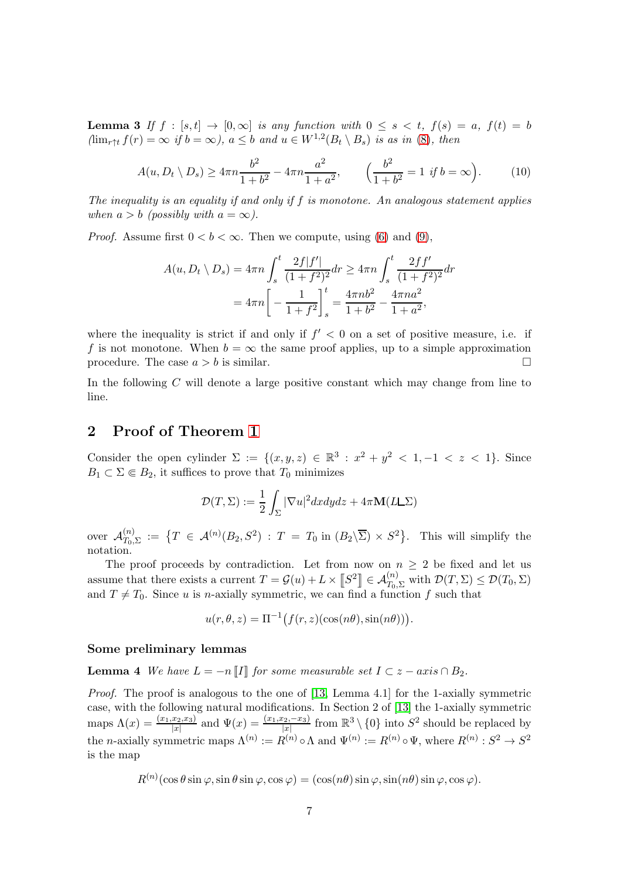**Lemma 3** *If $f : [s,t] \to [0,\infty]$ is any function with $0 \le s < t$, $f(s) = a$, $f(t) = b$ ($\lim_{r\uparrow t} f(r) = \infty$ if $b = \infty$), $a \le b$ and $u \in W^{1,2}(B_t \setminus B_s)$ is as in (8), then*

$$A(u, D_t \setminus D_s) \ge 4\pi n \frac{b^2}{1+b^2} - 4\pi n \frac{a^2}{1+a^2}, \qquad \Big(\frac{b^2}{1+b^2} = 1 \text{ if } b = \infty\Big). \tag{10}$$

*The inequality is an equality if and only if $f$ is monotone. An analogous statement applies when $a > b$ (possibly with $a = \infty$).*

*Proof.* Assume first $0 < b < \infty$. Then we compute, using (6) and (9),

$$\begin{aligned} A(u, D_t \setminus D_s) &= 4\pi n \int_s^t \frac{2f|f'|}{(1+f^2)^2} dr \ge 4\pi n \int_s^t \frac{2ff'}{(1+f^2)^2} dr \\ &= 4\pi n \Big[ -\frac{1}{1+f^2} \Big]_s^t = \frac{4\pi n b^2}{1+b^2} - \frac{4\pi n a^2}{1+a^2}, \end{aligned}$$

where the inequality is strict if and only if $f' < 0$ on a set of positive measure, i.e. if $f$ is not monotone. When $b = \infty$ the same proof applies, up to a simple approximation procedure. The case $a > b$ is similar. □

In the following $C$ will denote a large positive constant which may change from line to line.

## 2 Proof of Theorem 1

Consider the open cylinder $\Sigma := \{(x,y,z) \in \mathbb{R}^3 : x^2 + y^2 < 1, -1 < z < 1\}$. Since $B_1 \subset \Sigma \Subset B_2$, it suffices to prove that $T_0$ minimizes

$$\mathcal{D}(T, \Sigma) := \frac{1}{2} \int_\Sigma |\nabla u|^2 dx dy dz + 4\pi \mathbf{M}(L \llcorner \Sigma)$$

over $\mathcal{A}^{(n)}_{T_0,\Sigma} := \big\{ T \in \mathcal{A}^{(n)}(B_2, S^2) : T = T_0 \text{ in } (B_2 \setminus \overline{\Sigma}) \times S^2 \big\}$. This will simplify the notation.

The proof proceeds by contradiction. Let from now on $n \ge 2$ be fixed and let us assume that there exists a current $T = \mathcal{G}(u) + L \times [\![S^2]\!] \in \mathcal{A}^{(n)}_{T_0,\Sigma}$ with $\mathcal{D}(T, \Sigma) \le \mathcal{D}(T_0, \Sigma)$ and $T \ne T_0$. Since $u$ is $n$-axially symmetric, we can find a function $f$ such that

$$u(r, \theta, z) = \Pi^{-1}\big(f(r,z)(\cos(n\theta), \sin(n\theta))\big).$$

### Some preliminary lemmas

**Lemma 4** *We have $L = -n [\![I]\!]$ for some measurable set $I \subset z-axis \cap B_2$.*

*Proof.* The proof is analogous to the one of [13, Lemma 4.1] for the 1-axially symmetric case, with the following natural modifications. In Section 2 of [13] the 1-axially symmetric maps $\Lambda(x) = \frac{(x_1, x_2, x_3)}{|x|}$ and $\Psi(x) = \frac{(x_1, x_2, -x_3)}{|x|}$ from $\mathbb{R}^3 \setminus \{0\}$ into $S^2$ should be replaced by the $n$-axially symmetric maps $\Lambda^{(n)} := R^{(n)} \circ \Lambda$ and $\Psi^{(n)} := R^{(n)} \circ \Psi$, where $R^{(n)} : S^2 \to S^2$ is the map

$$R^{(n)}(\cos\theta \sin\varphi, \sin\theta \sin\varphi, \cos\varphi) = (\cos(n\theta)\sin\varphi, \sin(n\theta)\sin\varphi, \cos\varphi).$$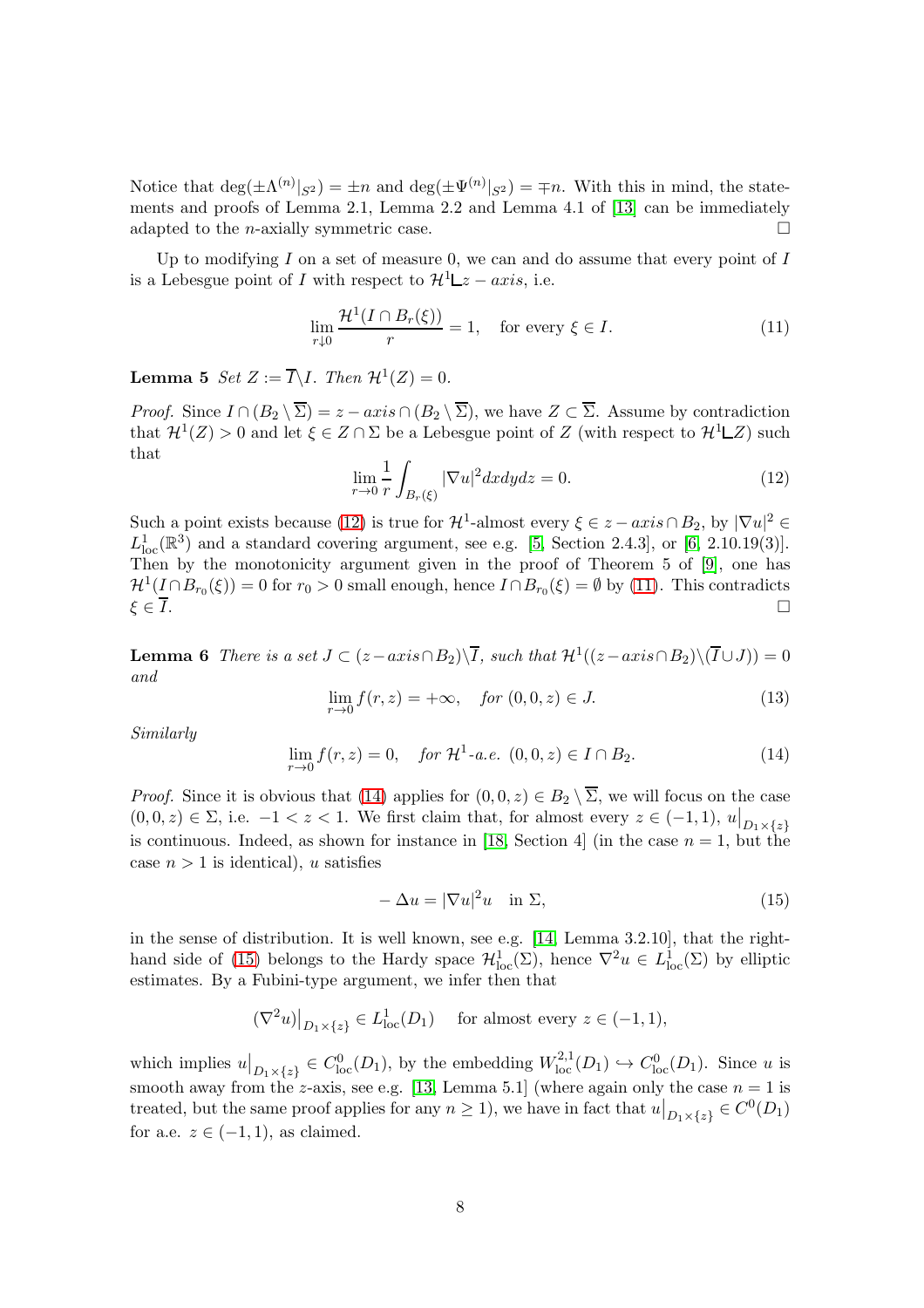Notice that $\deg(\pm\Lambda^{(n)}|_{S^2}) = \pm n$ and $\deg(\pm\Psi^{(n)}|_{S^2}) = \mp n$. With this in mind, the statements and proofs of Lemma 2.1, Lemma 2.2 and Lemma 4.1 of [13] can be immediately adapted to the $n$-axially symmetric case. $\square$

Up to modifying $I$ on a set of measure 0, we can and do assume that every point of $I$ is a Lebesgue point of $I$ with respect to $\mathcal{H}^1 \llcorner z-axis$, i.e.

$$\lim_{r\downarrow 0} \frac{\mathcal{H}^1(I\cap B_r(\xi))}{r} = 1, \quad \text{for every } \xi \in I. \tag{11}$$

**Lemma 5** *Set $Z := \overline{I}\setminus I$. Then $\mathcal{H}^1(Z) = 0$.*

*Proof.* Since $I \cap (B_2 \setminus \overline{\Sigma}) = z-axis \cap (B_2 \setminus \overline{\Sigma})$, we have $Z \subset \overline{\Sigma}$. Assume by contradiction that $\mathcal{H}^1(Z) > 0$ and let $\xi \in Z \cap \Sigma$ be a Lebesgue point of $Z$ (with respect to $\mathcal{H}^1 \llcorner Z$) such that

$$\lim_{r\to 0} \frac{1}{r}\int_{B_r(\xi)} |\nabla u|^2 dxdydz = 0. \tag{12}$$

Such a point exists because (12) is true for $\mathcal{H}^1$-almost every $\xi \in z-axis \cap B_2$, by $|\nabla u|^2 \in L^1_{\mathrm{loc}}(\mathbb{R}^3)$ and a standard covering argument, see e.g. [5, Section 2.4.3], or [6, 2.10.19(3)]. Then by the monotonicity argument given in the proof of Theorem 5 of [9], one has $\mathcal{H}^1(I\cap B_{r_0}(\xi)) = 0$ for $r_0 > 0$ small enough, hence $I \cap B_{r_0}(\xi) = \emptyset$ by (11). This contradicts $\xi \in \overline{I}$. $\square$

**Lemma 6** *There is a set $J \subset (z-axis\cap B_2)\setminus\overline{I}$, such that $\mathcal{H}^1((z-axis\cap B_2)\setminus(\overline{I}\cup J)) = 0$ and*

$$\lim_{r\to 0} f(r,z) = +\infty, \quad \text{for } (0,0,z) \in J. \tag{13}$$

*Similarly*

$$\lim_{r\to 0} f(r,z) = 0, \quad \text{for } \mathcal{H}^1\text{-a.e. } (0,0,z) \in I \cap B_2. \tag{14}$$

*Proof.* Since it is obvious that (14) applies for $(0,0,z) \in B_2 \setminus \overline{\Sigma}$, we will focus on the case $(0,0,z) \in \Sigma$, i.e. $-1 < z < 1$. We first claim that, for almost every $z \in (-1,1)$, $u\big|_{D_1\times\{z\}}$ is continuous. Indeed, as shown for instance in [18, Section 4] (in the case $n = 1$, but the case $n > 1$ is identical), $u$ satisfies

$$-\Delta u = |\nabla u|^2 u \quad \text{in } \Sigma, \tag{15}$$

in the sense of distribution. It is well known, see e.g. [14, Lemma 3.2.10], that the right-hand side of (15) belongs to the Hardy space $\mathcal{H}^1_{\mathrm{loc}}(\Sigma)$, hence $\nabla^2 u \in L^1_{\mathrm{loc}}(\Sigma)$ by elliptic estimates. By a Fubini-type argument, we infer then that

$$(\nabla^2 u)\big|_{D_1\times\{z\}} \in L^1_{\mathrm{loc}}(D_1) \quad \text{for almost every } z \in (-1,1),$$

which implies $u\big|_{D_1\times\{z\}} \in C^0_{\mathrm{loc}}(D_1)$, by the embedding $W^{2,1}_{\mathrm{loc}}(D_1) \hookrightarrow C^0_{\mathrm{loc}}(D_1)$. Since $u$ is smooth away from the $z$-axis, see e.g. [13, Lemma 5.1] (where again only the case $n = 1$ is treated, but the same proof applies for any $n \geq 1$), we have in fact that $u\big|_{D_1\times\{z\}} \in C^0(D_1)$ for a.e. $z \in (-1,1)$, as claimed.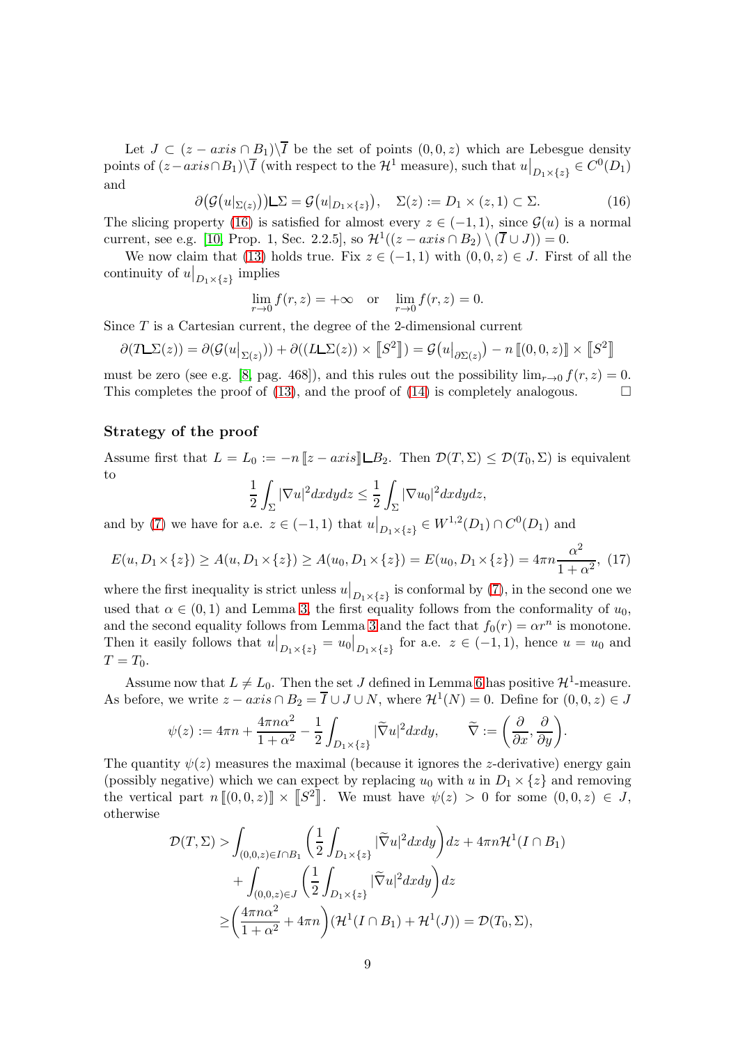Let $J \subset (z-axis \cap B_1)\backslash \overline{I}$ be the set of points $(0,0,z)$ which are Lebesgue density points of $(z-axis \cap B_1)\backslash \overline{I}$ (with respect to the $\mathcal{H}^1$ measure), such that $u\big|_{D_1\times\{z\}} \in C^0(D_1)$ and

$$\partial\big(\mathcal{G}(u|_{\Sigma(z)})\big)\llcorner\Sigma = \mathcal{G}\big(u|_{D_1\times\{z\}}\big), \quad \Sigma(z) := D_1 \times (z,1) \subset \Sigma. \tag{16}$$

The slicing property (16) is satisfied for almost every $z \in (-1,1)$, since $\mathcal{G}(u)$ is a normal current, see e.g. [10, Prop. 1, Sec. 2.2.5], so $\mathcal{H}^1((z-axis \cap B_2) \setminus (\overline{I} \cup J)) = 0$.

We now claim that (13) holds true. Fix $z \in (-1,1)$ with $(0,0,z) \in J$. First of all the continuity of $u\big|_{D_1\times\{z\}}$ implies

$$\lim_{r\to 0} f(r,z) = +\infty \quad \text{or} \quad \lim_{r\to 0} f(r,z) = 0.$$

Since $T$ is a Cartesian current, the degree of the 2-dimensional current

$$\partial(T\llcorner\Sigma(z)) = \partial(\mathcal{G}(u\big|_{\Sigma(z)})) + \partial((L\llcorner\Sigma(z)) \times [\![S^2]\!]) = \mathcal{G}\big(u\big|_{\partial\Sigma(z)}\big) - n\,[\![(0,0,z)]\!] \times [\![S^2]\!]$$

must be zero (see e.g. [8, pag. 468]), and this rules out the possibility $\lim_{r\to 0} f(r,z) = 0$. This completes the proof of (13), and the proof of (14) is completely analogous. $\square$

### Strategy of the proof

Assume first that $L = L_0 := -n\,[\![z-axis]\!]\llcorner B_2$. Then $\mathcal{D}(T,\Sigma) \le \mathcal{D}(T_0,\Sigma)$ is equivalent to

$$\frac{1}{2}\int_\Sigma |\nabla u|^2 dxdydz \le \frac{1}{2}\int_\Sigma |\nabla u_0|^2 dxdydz,$$

and by (7) we have for a.e. $z \in (-1,1)$ that $u\big|_{D_1\times\{z\}} \in W^{1,2}(D_1) \cap C^0(D_1)$ and

$$E(u, D_1\times\{z\}) \ge A(u, D_1\times\{z\}) \ge A(u_0, D_1\times\{z\}) = E(u_0, D_1\times\{z\}) = 4\pi n\frac{\alpha^2}{1+\alpha^2}, \tag{17}$$

where the first inequality is strict unless $u\big|_{D_1\times\{z\}}$ is conformal by (7), in the second one we used that $\alpha \in (0,1)$ and Lemma 3, the first equality follows from the conformality of $u_0$, and the second equality follows from Lemma 3 and the fact that $f_0(r) = \alpha r^n$ is monotone. Then it easily follows that $u\big|_{D_1\times\{z\}} = u_0\big|_{D_1\times\{z\}}$ for a.e. $z \in (-1,1)$, hence $u = u_0$ and $T = T_0$.

Assume now that $L \neq L_0$. Then the set $J$ defined in Lemma 6 has positive $\mathcal{H}^1$-measure. As before, we write $z-axis \cap B_2 = \overline{I} \cup J \cup N$, where $\mathcal{H}^1(N) = 0$. Define for $(0,0,z) \in J$

$$\psi(z) := 4\pi n + \frac{4\pi n\alpha^2}{1+\alpha^2} - \frac{1}{2}\int_{D_1\times\{z\}} |\widetilde{\nabla} u|^2 dxdy, \qquad \widetilde{\nabla} := \left(\frac{\partial}{\partial x}, \frac{\partial}{\partial y}\right).$$

The quantity $\psi(z)$ measures the maximal (because it ignores the $z$-derivative) energy gain (possibly negative) which we can expect by replacing $u_0$ with $u$ in $D_1\times\{z\}$ and removing the vertical part $n\,[\![(0,0,z)]\!] \times [\![S^2]\!]$. We must have $\psi(z) > 0$ for some $(0,0,z) \in J$, otherwise

$$\begin{aligned}
\mathcal{D}(T,\Sigma) >& \int_{(0,0,z)\in I\cap B_1}\left(\frac{1}{2}\int_{D_1\times\{z\}} |\widetilde{\nabla} u|^2 dxdy\right)dz + 4\pi n\mathcal{H}^1(I\cap B_1) \\
&+ \int_{(0,0,z)\in J}\left(\frac{1}{2}\int_{D_1\times\{z\}} |\widetilde{\nabla} u|^2 dxdy\right)dz \\
\ge& \left(\frac{4\pi n\alpha^2}{1+\alpha^2} + 4\pi n\right)(\mathcal{H}^1(I\cap B_1) + \mathcal{H}^1(J)) = \mathcal{D}(T_0,\Sigma),
\end{aligned}$$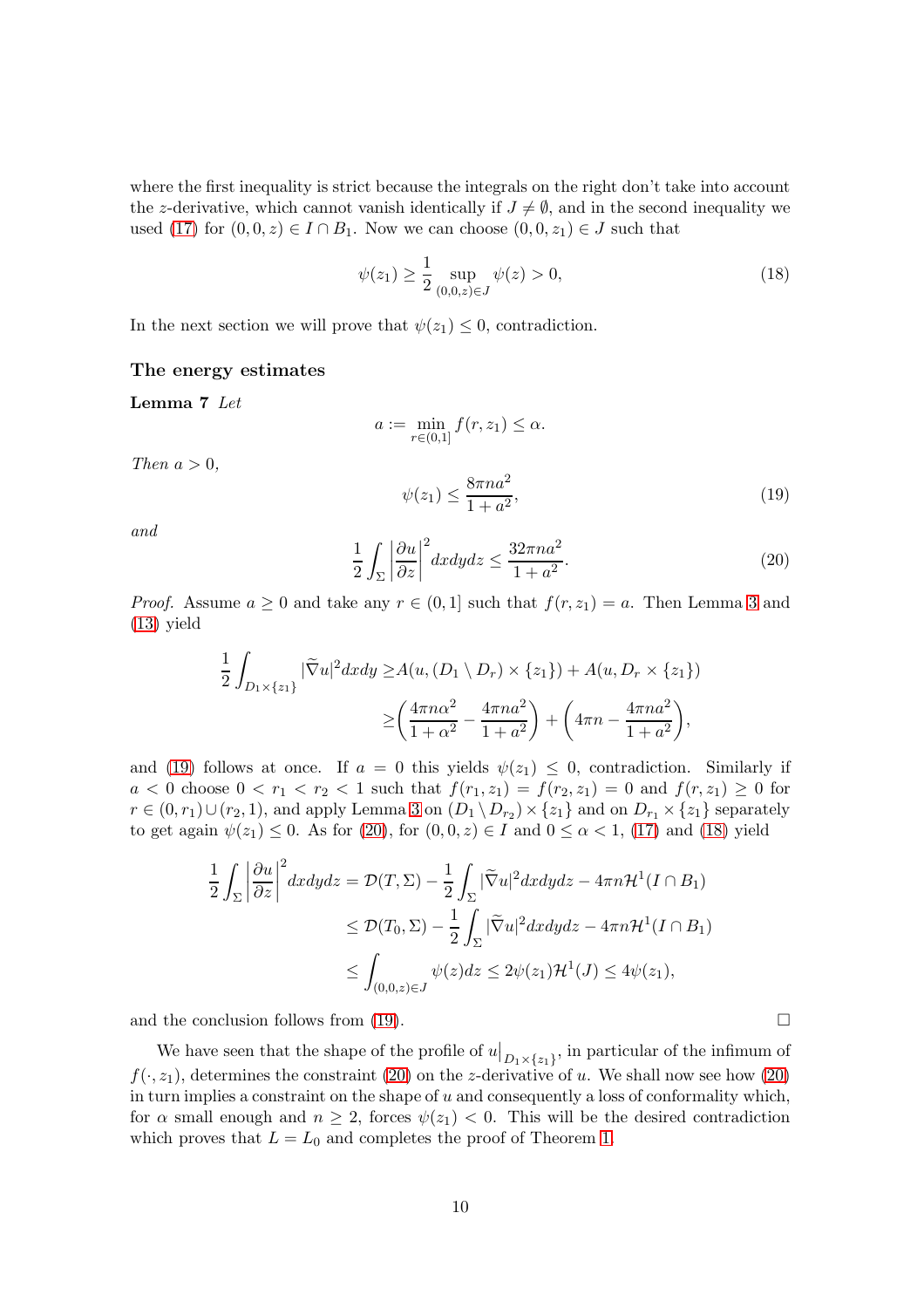where the first inequality is strict because the integrals on the right don't take into account the $z$-derivative, which cannot vanish identically if $J \neq \emptyset$, and in the second inequality we used (17) for $(0,0,z) \in I \cap B_1$. Now we can choose $(0,0,z_1) \in J$ such that

$$\psi(z_1) \geq \frac{1}{2} \sup_{(0,0,z)\in J} \psi(z) > 0, \tag{18}$$

In the next section we will prove that $\psi(z_1) \leq 0$, contradiction.

### The energy estimates

**Lemma 7** *Let*

$$a := \min_{r\in(0,1]} f(r, z_1) \leq \alpha.$$

*Then* $a > 0$,

$$\psi(z_1) \leq \frac{8\pi n a^2}{1 + a^2}, \tag{19}$$

*and*

$$\frac{1}{2}\int_\Sigma \left|\frac{\partial u}{\partial z}\right|^2 dxdydz \leq \frac{32\pi n a^2}{1 + a^2}. \tag{20}$$

*Proof.* Assume $a \geq 0$ and take any $r \in (0,1]$ such that $f(r, z_1) = a$. Then Lemma 3 and (13) yield

$$\begin{aligned}
\frac{1}{2}\int_{D_1\times\{z_1\}} |\widetilde{\nabla} u|^2 dxdy \geq & A(u, (D_1 \setminus D_r) \times \{z_1\}) + A(u, D_r \times \{z_1\}) \\
\geq & \left(\frac{4\pi n\alpha^2}{1+\alpha^2} - \frac{4\pi n a^2}{1+a^2}\right) + \left(4\pi n - \frac{4\pi n a^2}{1+a^2}\right),
\end{aligned}$$

and (19) follows at once. If $a = 0$ this yields $\psi(z_1) \leq 0$, contradiction. Similarly if $a < 0$ choose $0 < r_1 < r_2 < 1$ such that $f(r_1, z_1) = f(r_2, z_1) = 0$ and $f(r, z_1) \geq 0$ for $r \in (0, r_1) \cup (r_2, 1)$, and apply Lemma 3 on $(D_1 \setminus D_{r_2}) \times \{z_1\}$ and on $D_{r_1} \times \{z_1\}$ separately to get again $\psi(z_1) \leq 0$. As for (20), for $(0,0,z) \in I$ and $0 \leq \alpha < 1$, (17) and (18) yield

$$\begin{aligned}
\frac{1}{2}\int_\Sigma \left|\frac{\partial u}{\partial z}\right|^2 dxdydz &= \mathcal{D}(T, \Sigma) - \frac{1}{2}\int_\Sigma |\widetilde{\nabla} u|^2 dxdydz - 4\pi n \mathcal{H}^1(I \cap B_1) \\
&\leq \mathcal{D}(T_0, \Sigma) - \frac{1}{2}\int_\Sigma |\widetilde{\nabla} u|^2 dxdydz - 4\pi n \mathcal{H}^1(I \cap B_1) \\
&\leq \int_{(0,0,z)\in J} \psi(z) dz \leq 2\psi(z_1)\mathcal{H}^1(J) \leq 4\psi(z_1),
\end{aligned}$$

and the conclusion follows from (19). $\square$

We have seen that the shape of the profile of $u\big|_{D_1\times\{z_1\}}$, in particular of the infimum of $f(\cdot, z_1)$, determines the constraint (20) on the $z$-derivative of $u$. We shall now see how (20) in turn implies a constraint on the shape of $u$ and consequently a loss of conformality which, for $\alpha$ small enough and $n \geq 2$, forces $\psi(z_1) < 0$. This will be the desired contradiction which proves that $L = L_0$ and completes the proof of Theorem 1.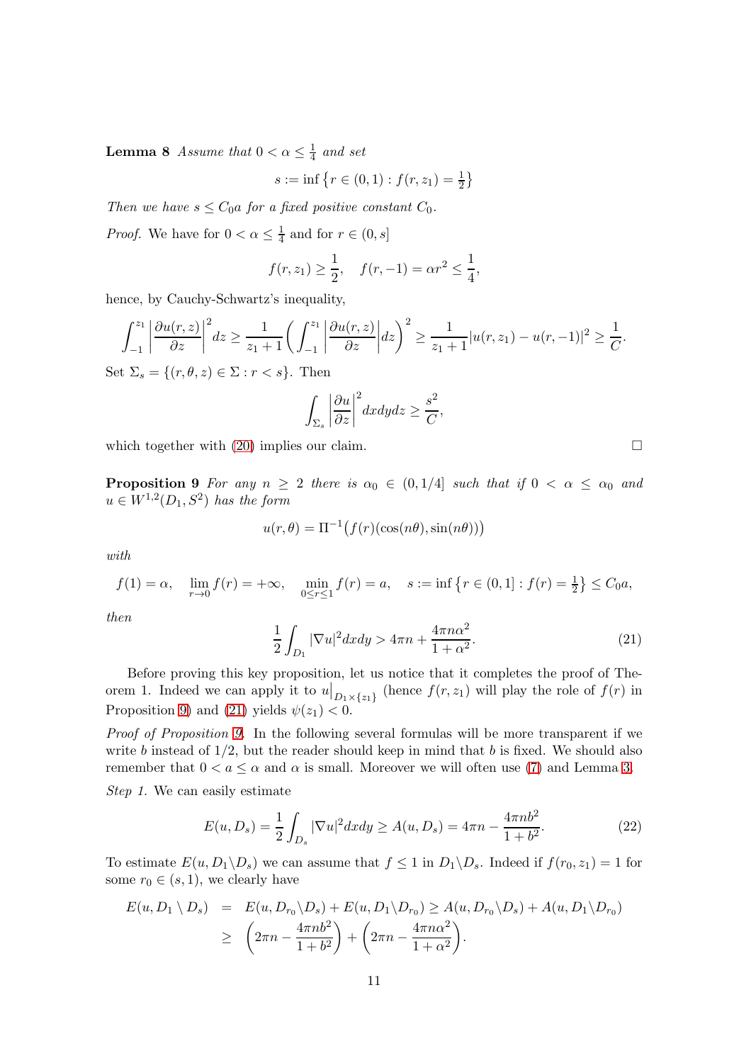**Lemma 8** *Assume that $0 < \alpha \leq \frac{1}{4}$ and set*

$$s := \inf\left\{r \in (0,1) : f(r, z_1) = \tfrac{1}{2}\right\}$$

*Then we have $s \leq C_0 a$ for a fixed positive constant $C_0$.*

*Proof.* We have for $0 < \alpha \leq \frac{1}{4}$ and for $r \in (0, s]$

$$f(r, z_1) \geq \frac{1}{2}, \quad f(r, -1) = \alpha r^2 \leq \frac{1}{4},$$

hence, by Cauchy-Schwartz's inequality,

$$\int_{-1}^{z_1} \left|\frac{\partial u(r,z)}{\partial z}\right|^2 dz \geq \frac{1}{z_1+1}\left(\int_{-1}^{z_1} \left|\frac{\partial u(r,z)}{\partial z}\right| dz\right)^2 \geq \frac{1}{z_1+1}|u(r, z_1) - u(r, -1)|^2 \geq \frac{1}{C}.$$

Set $\Sigma_s = \{(r, \theta, z) \in \Sigma : r < s\}$. Then

$$\int_{\Sigma_s} \left|\frac{\partial u}{\partial z}\right|^2 dxdydz \geq \frac{s^2}{C},$$

which together with (20) implies our claim. □

**Proposition 9** *For any $n \geq 2$ there is $\alpha_0 \in (0, 1/4]$ such that if $0 < \alpha \leq \alpha_0$ and $u \in W^{1,2}(D_1, S^2)$ has the form*

$$u(r, \theta) = \Pi^{-1}\big(f(r)(\cos(n\theta), \sin(n\theta))\big)$$

*with*

$$f(1) = \alpha, \quad \lim_{r \to 0} f(r) = +\infty, \quad \min_{0 \leq r \leq 1} f(r) = a, \quad s := \inf\left\{r \in (0,1] : f(r) = \tfrac{1}{2}\right\} \leq C_0 a,$$

*then*

$$\frac{1}{2}\int_{D_1} |\nabla u|^2 dxdy > 4\pi n + \frac{4\pi n\alpha^2}{1+\alpha^2}. \tag{21}$$

Before proving this key proposition, let us notice that it completes the proof of Theorem 1. Indeed we can apply it to $u\big|_{D_1 \times \{z_1\}}$ (hence $f(r, z_1)$ will play the role of $f(r)$ in Proposition 9) and (21) yields $\psi(z_1) < 0$.

*Proof of Proposition 9.* In the following several formulas will be more transparent if we write $b$ instead of $1/2$, but the reader should keep in mind that $b$ is fixed. We should also remember that $0 < a \leq \alpha$ and $\alpha$ is small. Moreover we will often use (7) and Lemma 3.

*Step 1.* We can easily estimate

$$E(u, D_s) = \frac{1}{2}\int_{D_s} |\nabla u|^2 dxdy \geq A(u, D_s) = 4\pi n - \frac{4\pi n b^2}{1+b^2}. \tag{22}$$

To estimate $E(u, D_1 \backslash D_s)$ we can assume that $f \leq 1$ in $D_1 \backslash D_s$. Indeed if $f(r_0, z_1) = 1$ for some $r_0 \in (s, 1)$, we clearly have

$$\begin{aligned} E(u, D_1 \setminus D_s) &= E(u, D_{r_0} \backslash D_s) + E(u, D_1 \backslash D_{r_0}) \geq A(u, D_{r_0} \backslash D_s) + A(u, D_1 \backslash D_{r_0}) \\ &\geq \left(2\pi n - \frac{4\pi n b^2}{1+b^2}\right) + \left(2\pi n - \frac{4\pi n \alpha^2}{1+\alpha^2}\right). \end{aligned}$$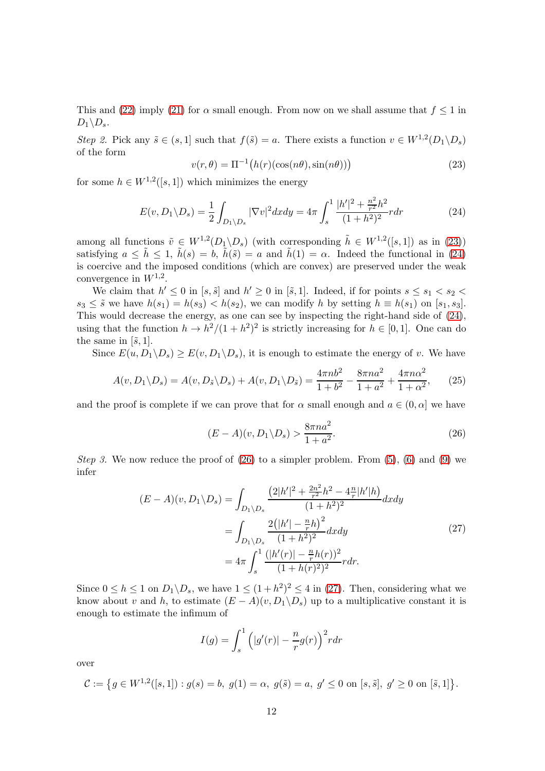This and (22) imply (21) for $\alpha$ small enough. From now on we shall assume that $f \le 1$ in $D_1 \backslash D_s$.

*Step 2.* Pick any $\tilde{s} \in (s, 1]$ such that $f(\tilde{s}) = a$. There exists a function $v \in W^{1,2}(D_1 \backslash D_s)$ of the form

$$v(r, \theta) = \Pi^{-1}\big(h(r)(\cos(n\theta), \sin(n\theta))\big) \tag{23}$$

for some $h \in W^{1,2}([s, 1])$ which minimizes the energy

$$E(v, D_1 \backslash D_s) = \frac{1}{2} \int_{D_1 \backslash D_s} |\nabla v|^2 dxdy = 4\pi \int_s^1 \frac{|h'|^2 + \frac{n^2}{r^2} h^2}{(1 + h^2)^2} r dr \tag{24}$$

among all functions $\tilde{v} \in W^{1,2}(D_1 \backslash D_s)$ (with corresponding $\tilde{h} \in W^{1,2}([s, 1])$ as in (23)) satisfying $a \le \tilde{h} \le 1$, $\tilde{h}(s) = b$, $\tilde{h}(\tilde{s}) = a$ and $\tilde{h}(1) = \alpha$. Indeed the functional in (24) is coercive and the imposed conditions (which are convex) are preserved under the weak convergence in $W^{1,2}$.

We claim that $h' \le 0$ in $[s, \tilde{s}]$ and $h' \ge 0$ in $[\tilde{s}, 1]$. Indeed, if for points $s \le s_1 < s_2 < s_3 \le \tilde{s}$ we have $h(s_1) = h(s_3) < h(s_2)$, we can modify $h$ by setting $h \equiv h(s_1)$ on $[s_1, s_3]$. This would decrease the energy, as one can see by inspecting the right-hand side of (24), using that the function $h \to h^2/(1 + h^2)^2$ is strictly increasing for $h \in [0, 1]$. One can do the same in $[\tilde{s}, 1]$.

Since $E(u, D_1 \backslash D_s) \ge E(v, D_1 \backslash D_s)$, it is enough to estimate the energy of $v$. We have

$$A(v, D_1 \backslash D_s) = A(v, D_{\tilde{s}} \backslash D_s) + A(v, D_1 \backslash D_{\tilde{s}}) = \frac{4\pi n b^2}{1 + b^2} - \frac{8\pi n a^2}{1 + a^2} + \frac{4\pi n \alpha^2}{1 + \alpha^2}, \tag{25}$$

and the proof is complete if we can prove that for $\alpha$ small enough and $a \in (0, \alpha]$ we have

$$(E - A)(v, D_1 \backslash D_s) > \frac{8\pi n a^2}{1 + a^2}. \tag{26}$$

*Step 3.* We now reduce the proof of (26) to a simpler problem. From (5), (6) and (9) we infer

$$\begin{aligned}
(E - A)(v, D_1 \backslash D_s) &= \int_{D_1 \backslash D_s} \frac{\big(2|h'|^2 + \frac{2n^2}{r^2} h^2 - 4\frac{n}{r}|h'|h\big)}{(1 + h^2)^2} dxdy \\
&= \int_{D_1 \backslash D_s} \frac{2\big(|h'| - \frac{n}{r} h\big)^2}{(1 + h^2)^2} dxdy \\
&= 4\pi \int_s^1 \frac{(|h'(r)| - \frac{n}{r} h(r))^2}{(1 + h(r)^2)^2} r dr.
\end{aligned} \tag{27}$$

Since $0 \le h \le 1$ on $D_1 \backslash D_s$, we have $1 \le (1 + h^2)^2 \le 4$ in (27). Then, considering what we know about $v$ and $h$, to estimate $(E - A)(v, D_1 \backslash D_s)$ up to a multiplicative constant it is enough to estimate the infimum of

$$I(g) = \int_s^1 \Big(|g'(r)| - \frac{n}{r} g(r)\Big)^2 r dr$$

over

$$\mathcal{C} := \big\{g \in W^{1,2}([s, 1]) : g(s) = b,\ g(1) = \alpha,\ g(\tilde{s}) = a,\ g' \le 0 \text{ on } [s, \tilde{s}],\ g' \ge 0 \text{ on } [\tilde{s}, 1]\big\}.$$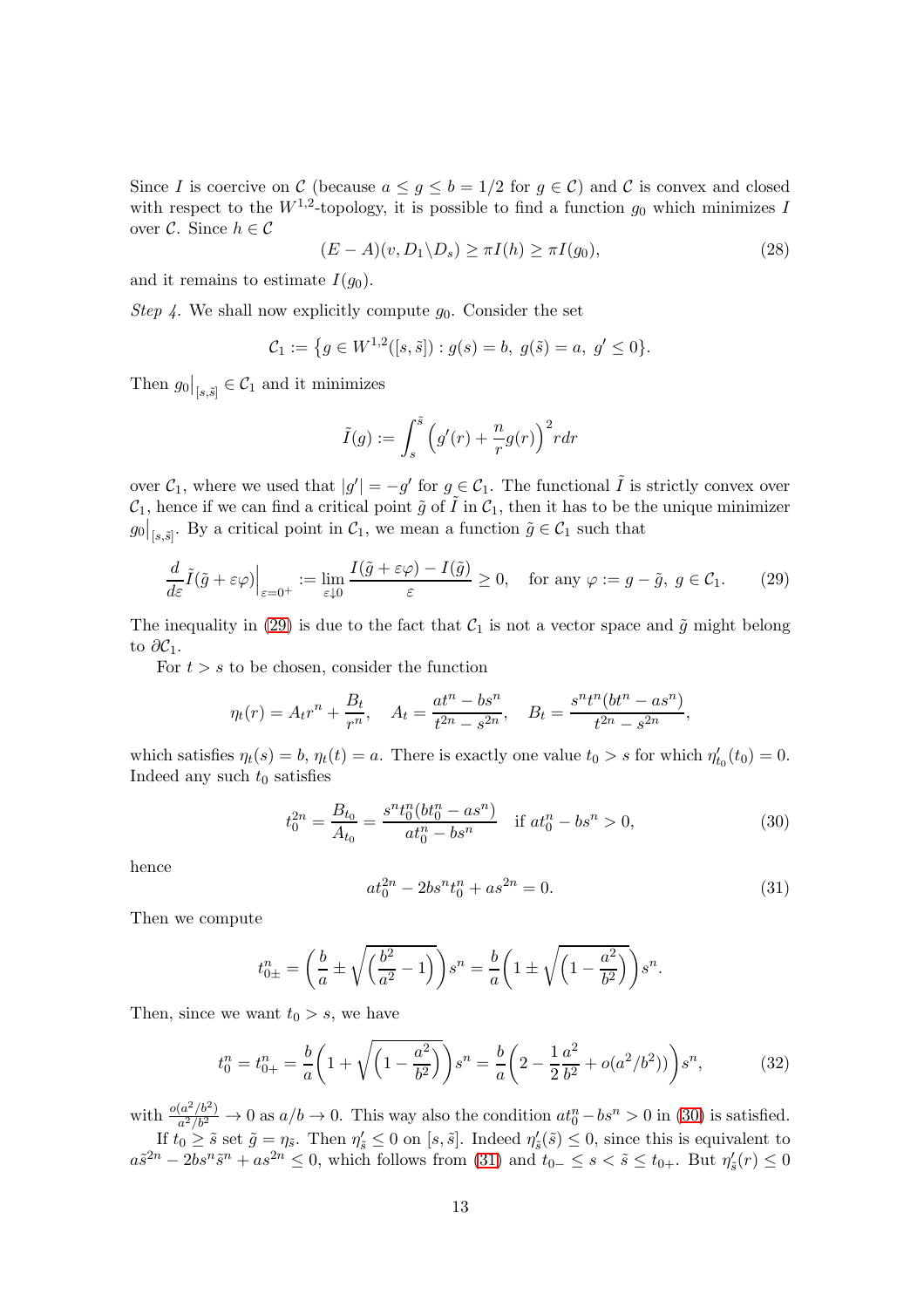Since $I$ is coercive on $\mathcal{C}$ (because $a \le g \le b = 1/2$ for $g \in \mathcal{C}$) and $\mathcal{C}$ is convex and closed with respect to the $W^{1,2}$-topology, it is possible to find a function $g_0$ which minimizes $I$ over $\mathcal{C}$. Since $h \in \mathcal{C}$

$$(E - A)(v, D_1 \backslash D_s) \ge \pi I(h) \ge \pi I(g_0), \tag{28}$$

and it remains to estimate $I(g_0)$.

*Step 4.* We shall now explicitly compute $g_0$. Consider the set

$$\mathcal{C}_1 := \{ g \in W^{1,2}([s, \tilde{s}]) : g(s) = b,\ g(\tilde{s}) = a,\ g' \le 0 \}.$$

Then $g_0\big|_{[s,\tilde{s}]} \in \mathcal{C}_1$ and it minimizes

$$\tilde{I}(g) := \int_s^{\tilde{s}} \Big( g'(r) + \frac{n}{r} g(r) \Big)^2 r dr$$

over $\mathcal{C}_1$, where we used that $|g'| = -g'$ for $g \in \mathcal{C}_1$. The functional $\tilde{I}$ is strictly convex over $\mathcal{C}_1$, hence if we can find a critical point $\tilde{g}$ of $\tilde{I}$ in $\mathcal{C}_1$, then it has to be the unique minimizer $g_0\big|_{[s,\tilde{s}]}$. By a critical point in $\mathcal{C}_1$, we mean a function $\tilde{g} \in \mathcal{C}_1$ such that

$$\frac{d}{d\varepsilon} \tilde{I}(\tilde{g} + \varepsilon \varphi)\Big|_{\varepsilon = 0^+} := \lim_{\varepsilon \downarrow 0} \frac{I(\tilde{g} + \varepsilon\varphi) - I(\tilde{g})}{\varepsilon} \ge 0, \quad \text{for any } \varphi := g - \tilde{g},\ g \in \mathcal{C}_1. \tag{29}$$

The inequality in (29) is due to the fact that $\mathcal{C}_1$ is not a vector space and $\tilde{g}$ might belong to $\partial \mathcal{C}_1$.

For $t > s$ to be chosen, consider the function

$$\eta_t(r) = A_t r^n + \frac{B_t}{r^n}, \quad A_t = \frac{a t^n - b s^n}{t^{2n} - s^{2n}}, \quad B_t = \frac{s^n t^n (b t^n - a s^n)}{t^{2n} - s^{2n}},$$

which satisfies $\eta_t(s) = b$, $\eta_t(t) = a$. There is exactly one value $t_0 > s$ for which $\eta'_{t_0}(t_0) = 0$. Indeed any such $t_0$ satisfies

$$t_0^{2n} = \frac{B_{t_0}}{A_{t_0}} = \frac{s^n t_0^n (b t_0^n - a s^n)}{a t_0^n - b s^n} \quad \text{if } a t_0^n - b s^n > 0, \tag{30}$$

hence

$$a t_0^{2n} - 2 b s^n t_0^n + a s^{2n} = 0. \tag{31}$$

Then we compute

$$t_{0\pm}^n = \bigg( \frac{b}{a} \pm \sqrt{\Big( \frac{b^2}{a^2} - 1 \Big)} \bigg) s^n = \frac{b}{a} \bigg( 1 \pm \sqrt{\Big( 1 - \frac{a^2}{b^2} \Big)} \bigg) s^n.$$

Then, since we want $t_0 > s$, we have

$$t_0^n = t_{0+}^n = \frac{b}{a} \bigg( 1 + \sqrt{\Big( 1 - \frac{a^2}{b^2} \Big)} \bigg) s^n = \frac{b}{a} \bigg( 2 - \frac{1}{2} \frac{a^2}{b^2} + o(a^2/b^2) \bigg) s^n, \tag{32}$$

with $\frac{o(a^2/b^2)}{a^2/b^2} \to 0$ as $a/b \to 0$. This way also the condition $a t_0^n - b s^n > 0$ in (30) is satisfied.

If $t_0 \ge \tilde{s}$ set $\tilde{g} = \eta_{\tilde{s}}$. Then $\eta'_{\tilde{s}} \le 0$ on $[s, \tilde{s}]$. Indeed $\eta'_{\tilde{s}}(\tilde{s}) \le 0$, since this is equivalent to $a \tilde{s}^{2n} - 2 b s^n \tilde{s}^n + a s^{2n} \le 0$, which follows from (31) and $t_{0-} \le s < \tilde{s} \le t_{0+}$. But $\eta'_{\tilde{s}}(r) \le 0$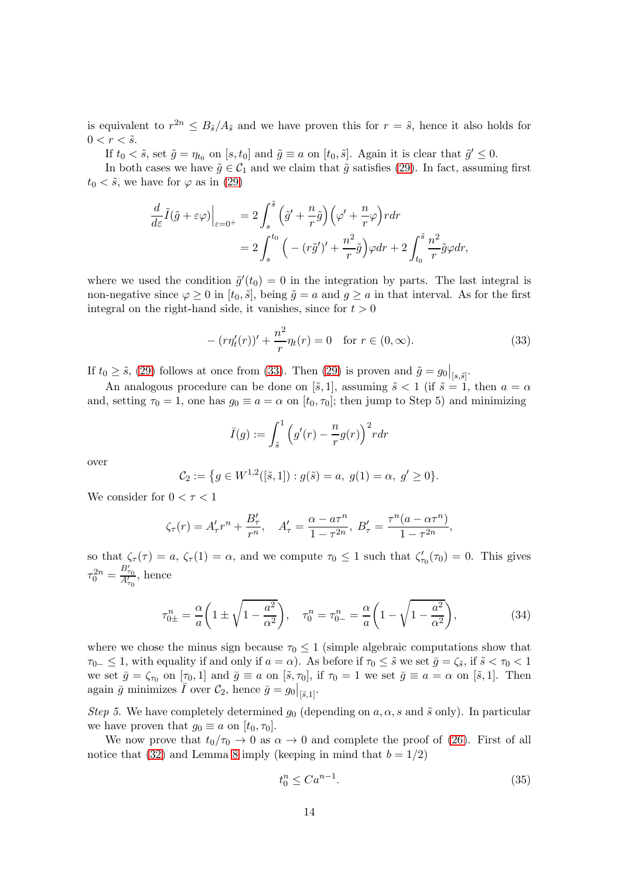is equivalent to $r^{2n} \leq B_{\tilde{s}}/A_{\tilde{s}}$ and we have proven this for $r = \tilde{s}$, hence it also holds for $0 < r < \tilde{s}$.

If $t_0 < \tilde{s}$, set $\tilde{g} = \eta_{t_0}$ on $[s, t_0]$ and $\tilde{g} \equiv a$ on $[t_0, \tilde{s}]$. Again it is clear that $\tilde{g}' \leq 0$.

In both cases we have $\tilde{g} \in \mathcal{C}_1$ and we claim that $\tilde{g}$ satisfies (29). In fact, assuming first $t_0 < \tilde{s}$, we have for $\varphi$ as in (29)

$$
\begin{aligned}
\frac{d}{d\varepsilon}\tilde{I}(\tilde{g} + \varepsilon\varphi)\Big|_{\varepsilon=0^+} &= 2\int_s^{\tilde{s}} \Big(\tilde{g}' + \frac{n}{r}\tilde{g}\Big)\Big(\varphi' + \frac{n}{r}\varphi\Big) r dr \\
&= 2\int_s^{t_0} \Big( -(r\tilde{g}')' + \frac{n^2}{r}\tilde{g}\Big)\varphi dr + 2\int_{t_0}^{\tilde{s}} \frac{n^2}{r}\tilde{g}\varphi dr,
\end{aligned}
$$

where we used the condition $\tilde{g}'(t_0) = 0$ in the integration by parts. The last integral is non-negative since $\varphi \geq 0$ in $[t_0, \tilde{s}]$, being $\tilde{g} = a$ and $g \geq a$ in that interval. As for the first integral on the right-hand side, it vanishes, since for $t > 0$

$$
-(r\eta_t'(r))' + \frac{n^2}{r}\eta_t(r) = 0 \quad \text{for } r \in (0, \infty). \tag{33}
$$

If $t_0 \geq \tilde{s}$, (29) follows at once from (33). Then (29) is proven and $\tilde{g} = g_0\big|_{[s,\tilde{s}]}$.

An analogous procedure can be done on $[\tilde{s}, 1]$, assuming $\tilde{s} < 1$ (if $\tilde{s} = 1$, then $a = \alpha$ and, setting $\tau_0 = 1$, one has $g_0 \equiv a = \alpha$ on $[t_0, \tau_0]$; then jump to Step 5) and minimizing

$$
\bar{I}(g) := \int_{\tilde{s}}^1 \Big(g'(r) - \frac{n}{r}g(r)\Big)^2 r dr
$$

over

$$
\mathcal{C}_2 := \{g \in W^{1,2}([\tilde{s}, 1]) : g(\tilde{s}) = a,\ g(1) = \alpha,\ g' \geq 0\}.
$$

We consider for $0 < \tau < 1$

$$
\zeta_\tau(r) = A'_\tau r^n + \frac{B'_\tau}{r^n}, \quad A'_\tau = \frac{\alpha - a\tau^n}{1 - \tau^{2n}},\ B'_\tau = \frac{\tau^n(a - \alpha\tau^n)}{1 - \tau^{2n}},
$$

so that $\zeta_\tau(\tau) = a$, $\zeta_\tau(1) = \alpha$, and we compute $\tau_0 \leq 1$ such that $\zeta'_{\tau_0}(\tau_0) = 0$. This gives $\tau_0^{2n} = \frac{B'_{\tau_0}}{A'_{\tau_0}}$, hence

$$
\tau_{0\pm}^n = \frac{\alpha}{a}\bigg(1 \pm \sqrt{1 - \frac{a^2}{\alpha^2}}\bigg), \quad \tau_0^n = \tau_{0-}^n = \frac{\alpha}{a}\bigg(1 - \sqrt{1 - \frac{a^2}{\alpha^2}}\bigg), \tag{34}
$$

where we chose the minus sign because $\tau_0 \leq 1$ (simple algebraic computations show that $\tau_{0-} \leq 1$, with equality if and only if $a = \alpha$). As before if $\tau_0 \leq \tilde{s}$ we set $\bar{g} = \zeta_{\tilde{s}}$, if $\tilde{s} < \tau_0 < 1$ we set $\bar{g} = \zeta_{\tau_0}$ on $[\tau_0, 1]$ and $\bar{g} \equiv a$ on $[\tilde{s}, \tau_0]$, if $\tau_0 = 1$ we set $\bar{g} \equiv a = \alpha$ on $[\tilde{s}, 1]$. Then again $\bar{g}$ minimizes $\bar{I}$ over $\mathcal{C}_2$, hence $\bar{g} = g_0\big|_{[\tilde{s},1]}$.

*Step 5.* We have completely determined $g_0$ (depending on $a, \alpha, s$ and $\tilde{s}$ only). In particular we have proven that $g_0 \equiv a$ on $[t_0, \tau_0]$.

We now prove that $t_0/\tau_0 \to 0$ as $\alpha \to 0$ and complete the proof of (26). First of all notice that (32) and Lemma 8 imply (keeping in mind that $b = 1/2$)

$$
t_0^n \leq Ca^{n-1}. \tag{35}
$$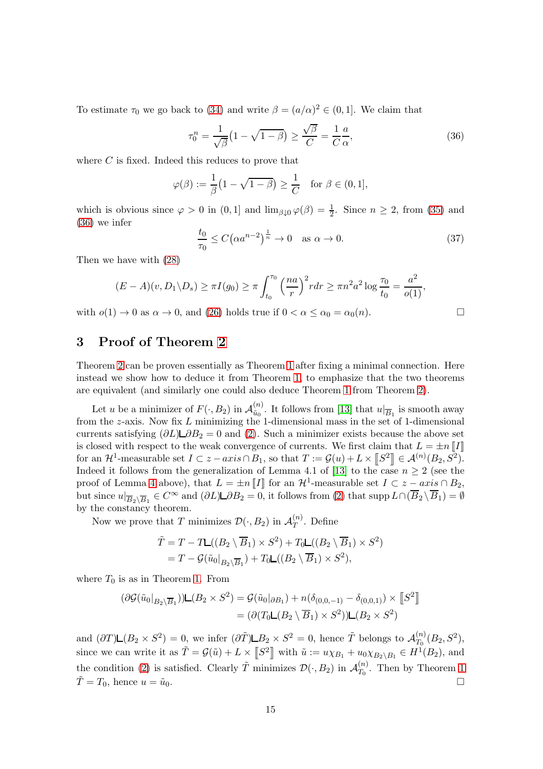To estimate $\tau_0$ we go back to (34) and write $\beta = (a/\alpha)^2 \in (0, 1]$. We claim that

$$\tau_0^n = \frac{1}{\sqrt{\beta}}\big(1 - \sqrt{1-\beta}\big) \geq \frac{\sqrt{\beta}}{C} = \frac{1}{C}\frac{a}{\alpha}, \tag{36}$$

where $C$ is fixed. Indeed this reduces to prove that

$$\varphi(\beta) := \frac{1}{\beta}\big(1 - \sqrt{1-\beta}\big) \geq \frac{1}{C} \quad \text{for } \beta \in (0, 1],$$

which is obvious since $\varphi > 0$ in $(0, 1]$ and $\lim_{\beta \downarrow 0} \varphi(\beta) = \frac{1}{2}$. Since $n \geq 2$, from (35) and (36) we infer

$$\frac{t_0}{\tau_0} \leq C\big(\alpha a^{n-2}\big)^{\frac{1}{n}} \to 0 \quad \text{as } \alpha \to 0. \tag{37}$$

Then we have with (28)

$$(E - A)(v, D_1 \backslash D_s) \geq \pi I(g_0) \geq \pi \int_{t_0}^{\tau_0} \Big(\frac{na}{r}\Big)^2 r dr \geq \pi n^2 a^2 \log \frac{\tau_0}{t_0} = \frac{a^2}{o(1)},$$

with $o(1) \to 0$ as $\alpha \to 0$, and (26) holds true if $0 < \alpha \leq \alpha_0 = \alpha_0(n)$. □

## 3 Proof of Theorem 2

Theorem 2 can be proven essentially as Theorem 1 after fixing a minimal connection. Here instead we show how to deduce it from Theorem 1, to emphasize that the two theorems are equivalent (and similarly one could also deduce Theorem 1 from Theorem 2).

Let $u$ be a minimizer of $F(\cdot, B_2)$ in $\mathcal{A}^{(n)}_{\tilde{u}_0}$. It follows from [13] that $u|_{\overline{B}_1}$ is smooth away from the $z$-axis. Now fix $L$ minimizing the 1-dimensional mass in the set of 1-dimensional currents satisfying $(\partial L) \llcorner \partial B_2 = 0$ and (2). Such a minimizer exists because the above set is closed with respect to the weak convergence of currents. We first claim that $L = \pm n [\![I]\!]$ for an $\mathcal{H}^1$-measurable set $I \subset z - axis \cap B_1$, so that $T := \mathcal{G}(u) + L \times [\![S^2]\!] \in \mathcal{A}^{(n)}(B_2, S^2)$. Indeed it follows from the generalization of Lemma 4.1 of [13] to the case $n \geq 2$ (see the proof of Lemma 4 above), that $L = \pm n [\![I]\!]$ for an $\mathcal{H}^1$-measurable set $I \subset z - axis \cap B_2$, but since $u|_{\overline{B}_2 \setminus \overline{B}_1} \in C^\infty$ and $(\partial L) \llcorner \partial B_2 = 0$, it follows from (2) that $\operatorname{supp} L \cap (\overline{B}_2 \setminus \overline{B}_1) = \emptyset$ by the constancy theorem.

Now we prove that $T$ minimizes $\mathcal{D}(\cdot, B_2)$ in $\mathcal{A}^{(n)}_T$. Define

$$\begin{aligned}\tilde{T} &= T - T \llcorner ((B_2 \setminus \overline{B}_1) \times S^2) + T_0 \llcorner ((B_2 \setminus \overline{B}_1) \times S^2) \\ &= T - \mathcal{G}(\tilde{u}_0|_{B_2 \setminus \overline{B}_1}) + T_0 \llcorner ((B_2 \setminus \overline{B}_1) \times S^2),\end{aligned}$$

where $T_0$ is as in Theorem 1. From

$$\begin{aligned}(\partial \mathcal{G}(\tilde{u}_0|_{B_2 \setminus \overline{B}_1})) \llcorner (B_2 \times S^2) &= \mathcal{G}(\tilde{u}_0|_{\partial B_1}) + n(\delta_{(0,0,-1)} - \delta_{(0,0,1)}) \times [\![S^2]\!] \\ &= (\partial (T_0 \llcorner (B_2 \setminus \overline{B}_1) \times S^2)) \llcorner (B_2 \times S^2)\end{aligned}$$

and $(\partial T) \llcorner (B_2 \times S^2) = 0$, we infer $(\partial \tilde{T}) \llcorner B_2 \times S^2 = 0$, hence $\tilde{T}$ belongs to $\mathcal{A}^{(n)}_{T_0}(B_2, S^2)$, since we can write it as $\tilde{T} = \mathcal{G}(\tilde{u}) + L \times [\![S^2]\!]$ with $\tilde{u} := u\chi_{B_1} + u_0 \chi_{B_2 \setminus B_1} \in H^1(B_2)$, and the condition (2) is satisfied. Clearly $\tilde{T}$ minimizes $\mathcal{D}(\cdot, B_2)$ in $\mathcal{A}^{(n)}_{T_0}$. Then by Theorem 1 $\tilde{T} = T_0$, hence $u = \tilde{u}_0$. □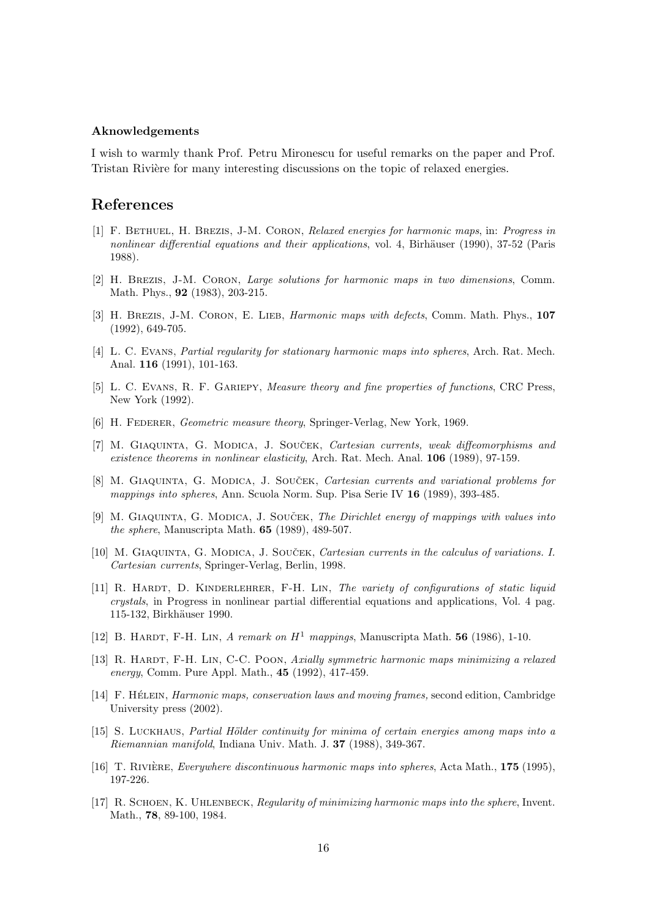**Aknowledgements**

I wish to warmly thank Prof. Petru Mironescu for useful remarks on the paper and Prof. Tristan Rivière for many interesting discussions on the topic of relaxed energies.

## References

[1] F. Bethuel, H. Brezis, J-M. Coron, *Relaxed energies for harmonic maps*, in: *Progress in nonlinear differential equations and their applications*, vol. 4, Birhäuser (1990), 37-52 (Paris 1988).

[2] H. Brezis, J-M. Coron, *Large solutions for harmonic maps in two dimensions*, Comm. Math. Phys., **92** (1983), 203-215.

[3] H. Brezis, J-M. Coron, E. Lieb, *Harmonic maps with defects*, Comm. Math. Phys., **107** (1992), 649-705.

[4] L. C. Evans, *Partial regularity for stationary harmonic maps into spheres*, Arch. Rat. Mech. Anal. **116** (1991), 101-163.

[5] L. C. Evans, R. F. Gariepy, *Measure theory and fine properties of functions*, CRC Press, New York (1992).

[6] H. Federer, *Geometric measure theory*, Springer-Verlag, New York, 1969.

[7] M. Giaquinta, G. Modica, J. Souček, *Cartesian currents, weak diffeomorphisms and existence theorems in nonlinear elasticity*, Arch. Rat. Mech. Anal. **106** (1989), 97-159.

[8] M. Giaquinta, G. Modica, J. Souček, *Cartesian currents and variational problems for mappings into spheres*, Ann. Scuola Norm. Sup. Pisa Serie IV **16** (1989), 393-485.

[9] M. Giaquinta, G. Modica, J. Souček, *The Dirichlet energy of mappings with values into the sphere*, Manuscripta Math. **65** (1989), 489-507.

[10] M. Giaquinta, G. Modica, J. Souček, *Cartesian currents in the calculus of variations. I. Cartesian currents*, Springer-Verlag, Berlin, 1998.

[11] R. Hardt, D. Kinderlehrer, F-H. Lin, *The variety of configurations of static liquid crystals*, in Progress in nonlinear partial differential equations and applications, Vol. 4 pag. 115-132, Birkhäuser 1990.

[12] B. Hardt, F-H. Lin, *A remark on $H^1$ mappings*, Manuscripta Math. **56** (1986), 1-10.

[13] R. Hardt, F-H. Lin, C-C. Poon, *Axially symmetric harmonic maps minimizing a relaxed energy*, Comm. Pure Appl. Math., **45** (1992), 417-459.

[14] F. Hélein, *Harmonic maps, conservation laws and moving frames*, second edition, Cambridge University press (2002).

[15] S. Luckhaus, *Partial Hölder continuity for minima of certain energies among maps into a Riemannian manifold*, Indiana Univ. Math. J. **37** (1988), 349-367.

[16] T. Rivière, *Everywhere discontinuous harmonic maps into spheres*, Acta Math., **175** (1995), 197-226.

[17] R. Schoen, K. Uhlenbeck, *Regularity of minimizing harmonic maps into the sphere*, Invent. Math., **78**, 89-100, 1984.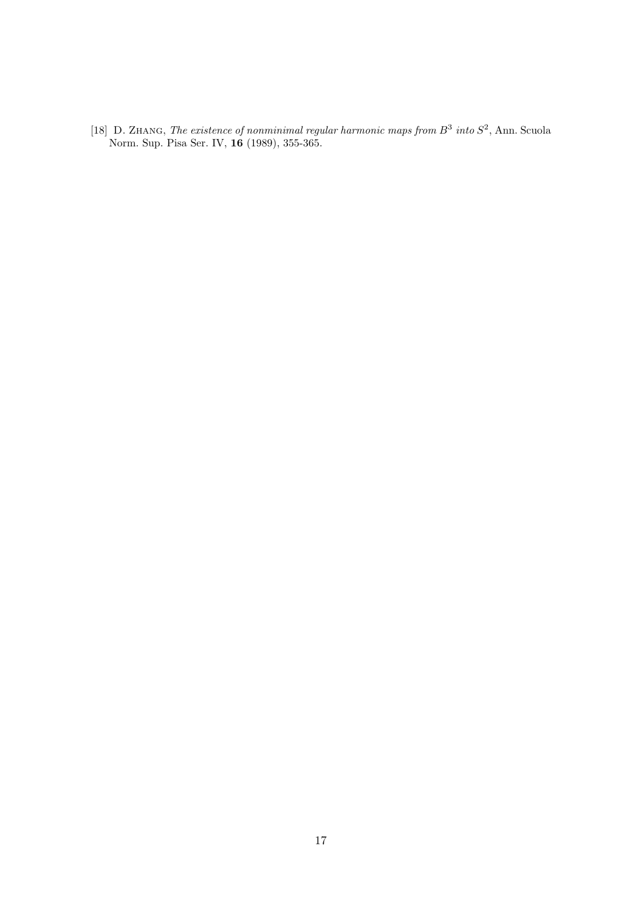[18] D. Zhang, *The existence of nonminimal regular harmonic maps from $B^3$ into $S^2$*, Ann. Scuola Norm. Sup. Pisa Ser. IV, **16** (1989), 355-365.